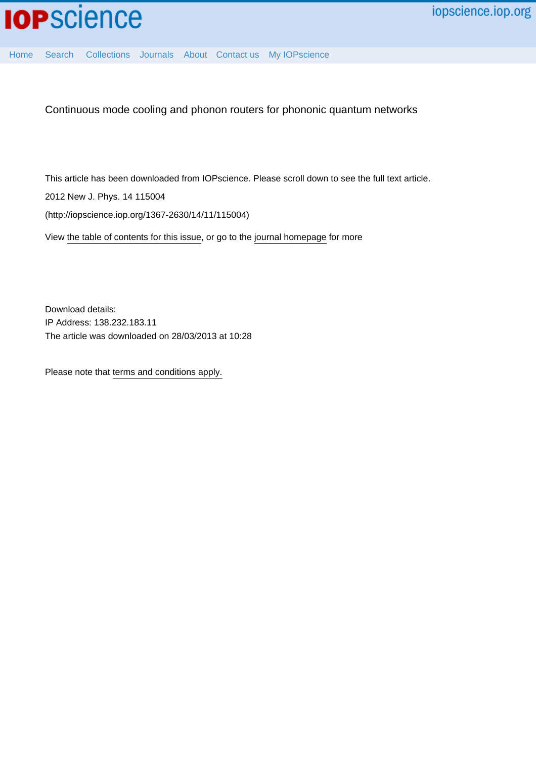Continuous mode cooling and phonon routers for phononic quantum networks

This article has been downloaded from IOPscience. Please scroll down to see the full text article.

2012 New J. Phys. 14 115004

(http://iopscience.iop.org/1367-2630/14/11/115004)

View the table of contents for this issue, or go to the journal homepage for more

Download details:

IP Address: 138.232.183.11

The article was downloaded on 28/03/2013 at 10:28

Please note that terms and conditions apply.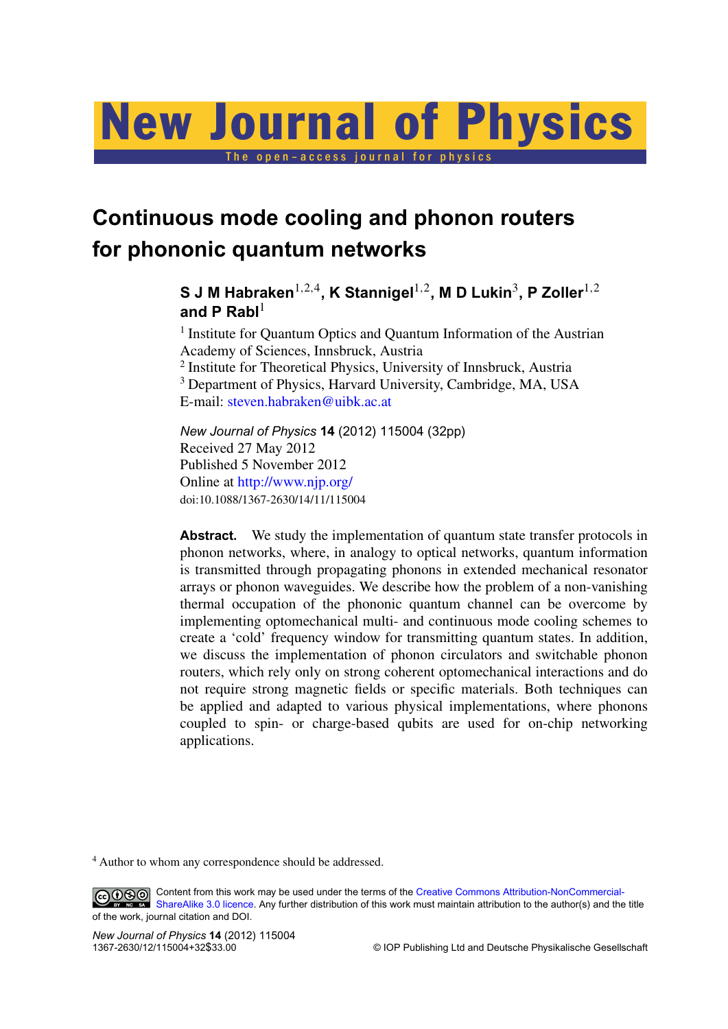# Continuous mode cooling and phonon routers for phononic quantum networks

**S J M Habraken**[1,2,4], **K Stannigel**[1,2], **M D Lukin**[3], **P Zoller**[1,2] **and P Rabl**[1]

[1] Institute for Quantum Optics and Quantum Information of the Austrian Academy of Sciences, Innsbruck, Austria
[2] Institute for Theoretical Physics, University of Innsbruck, Austria
[3] Department of Physics, Harvard University, Cambridge, MA, USA
E-mail: steven.habraken@uibk.ac.at

*New Journal of Physics* **14** (2012) 115004 (32pp)
Received 27 May 2012
Published 5 November 2012
Online at http://www.njp.org/
doi:10.1088/1367-2630/14/11/115004

**Abstract.** We study the implementation of quantum state transfer protocols in phonon networks, where, in analogy to optical networks, quantum information is transmitted through propagating phonons in extended mechanical resonator arrays or phonon waveguides. We describe how the problem of a non-vanishing thermal occupation of the phononic quantum channel can be overcome by implementing optomechanical multi- and continuous mode cooling schemes to create a 'cold' frequency window for transmitting quantum states. In addition, we discuss the implementation of phonon circulators and switchable phonon routers, which rely only on strong coherent optomechanical interactions and do not require strong magnetic fields or specific materials. Both techniques can be applied and adapted to various physical implementations, where phonons coupled to spin- or charge-based qubits are used for on-chip networking applications.

[4] Author to whom any correspondence should be addressed.

Content from this work may be used under the terms of the Creative Commons Attribution-NonCommercial-ShareAlike 3.0 licence. Any further distribution of this work must maintain attribution to the author(s) and the title of the work, journal citation and DOI.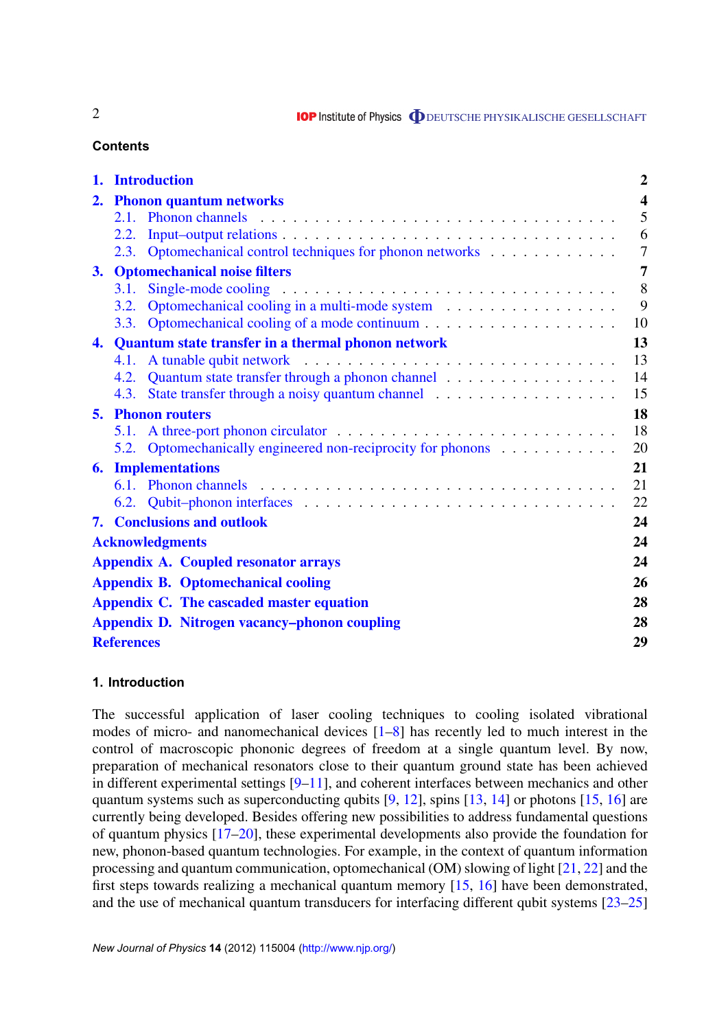## Contents

- **1. Introduction** — 2
- **2. Phonon quantum networks** — 4
  - 2.1. Phonon channels — 5
  - 2.2. Input–output relations — 6
  - 2.3. Optomechanical control techniques for phonon networks — 7
- **3. Optomechanical noise filters** — 7
  - 3.1. Single-mode cooling — 8
  - 3.2. Optomechanical cooling in a multi-mode system — 9
  - 3.3. Optomechanical cooling of a mode continuum — 10
- **4. Quantum state transfer in a thermal phonon network** — 13
  - 4.1. A tunable qubit network — 13
  - 4.2. Quantum state transfer through a phonon channel — 14
  - 4.3. State transfer through a noisy quantum channel — 15
- **5. Phonon routers** — 18
  - 5.1. A three-port phonon circulator — 18
  - 5.2. Optomechanically engineered non-reciprocity for phonons — 20
- **6. Implementations** — 21
  - 6.1. Phonon channels — 21
  - 6.2. Qubit–phonon interfaces — 22
- **7. Conclusions and outlook** — 24
- **Acknowledgments** — 24
- **Appendix A. Coupled resonator arrays** — 24
- **Appendix B. Optomechanical cooling** — 26
- **Appendix C. The cascaded master equation** — 28
- **Appendix D. Nitrogen vacancy–phonon coupling** — 28
- **References** — 29

## 1. Introduction

The successful application of laser cooling techniques to cooling isolated vibrational modes of micro- and nanomechanical devices [1–8] has recently led to much interest in the control of macroscopic phononic degrees of freedom at a single quantum level. By now, preparation of mechanical resonators close to their quantum ground state has been achieved in different experimental settings [9–11], and coherent interfaces between mechanics and other quantum systems such as superconducting qubits [9, 12], spins [13, 14] or photons [15, 16] are currently being developed. Besides offering new possibilities to address fundamental questions of quantum physics [17–20], these experimental developments also provide the foundation for new, phonon-based quantum technologies. For example, in the context of quantum information processing and quantum communication, optomechanical (OM) slowing of light [21, 22] and the first steps towards realizing a mechanical quantum memory [15, 16] have been demonstrated, and the use of mechanical quantum transducers for interfacing different qubit systems [23–25]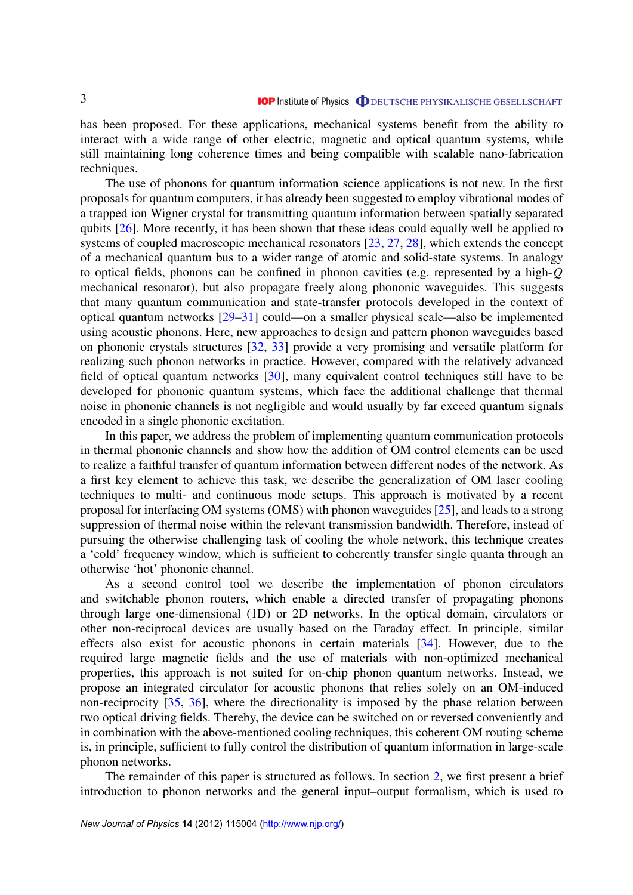has been proposed. For these applications, mechanical systems benefit from the ability to interact with a wide range of other electric, magnetic and optical quantum systems, while still maintaining long coherence times and being compatible with scalable nano-fabrication techniques.

The use of phonons for quantum information science applications is not new. In the first proposals for quantum computers, it has already been suggested to employ vibrational modes of a trapped ion Wigner crystal for transmitting quantum information between spatially separated qubits [26]. More recently, it has been shown that these ideas could equally well be applied to systems of coupled macroscopic mechanical resonators [23, 27, 28], which extends the concept of a mechanical quantum bus to a wider range of atomic and solid-state systems. In analogy to optical fields, phonons can be confined in phonon cavities (e.g. represented by a high-$Q$ mechanical resonator), but also propagate freely along phononic waveguides. This suggests that many quantum communication and state-transfer protocols developed in the context of optical quantum networks [29–31] could—on a smaller physical scale—also be implemented using acoustic phonons. Here, new approaches to design and pattern phonon waveguides based on phononic crystals structures [32, 33] provide a very promising and versatile platform for realizing such phonon networks in practice. However, compared with the relatively advanced field of optical quantum networks [30], many equivalent control techniques still have to be developed for phononic quantum systems, which face the additional challenge that thermal noise in phononic channels is not negligible and would usually by far exceed quantum signals encoded in a single phononic excitation.

In this paper, we address the problem of implementing quantum communication protocols in thermal phononic channels and show how the addition of OM control elements can be used to realize a faithful transfer of quantum information between different nodes of the network. As a first key element to achieve this task, we describe the generalization of OM laser cooling techniques to multi- and continuous mode setups. This approach is motivated by a recent proposal for interfacing OM systems (OMS) with phonon waveguides [25], and leads to a strong suppression of thermal noise within the relevant transmission bandwidth. Therefore, instead of pursuing the otherwise challenging task of cooling the whole network, this technique creates a 'cold' frequency window, which is sufficient to coherently transfer single quanta through an otherwise 'hot' phononic channel.

As a second control tool we describe the implementation of phonon circulators and switchable phonon routers, which enable a directed transfer of propagating phonons through large one-dimensional (1D) or 2D networks. In the optical domain, circulators or other non-reciprocal devices are usually based on the Faraday effect. In principle, similar effects also exist for acoustic phonons in certain materials [34]. However, due to the required large magnetic fields and the use of materials with non-optimized mechanical properties, this approach is not suited for on-chip phonon quantum networks. Instead, we propose an integrated circulator for acoustic phonons that relies solely on an OM-induced non-reciprocity [35, 36], where the directionality is imposed by the phase relation between two optical driving fields. Thereby, the device can be switched on or reversed conveniently and in combination with the above-mentioned cooling techniques, this coherent OM routing scheme is, in principle, sufficient to fully control the distribution of quantum information in large-scale phonon networks.

The remainder of this paper is structured as follows. In section 2, we first present a brief introduction to phonon networks and the general input–output formalism, which is used to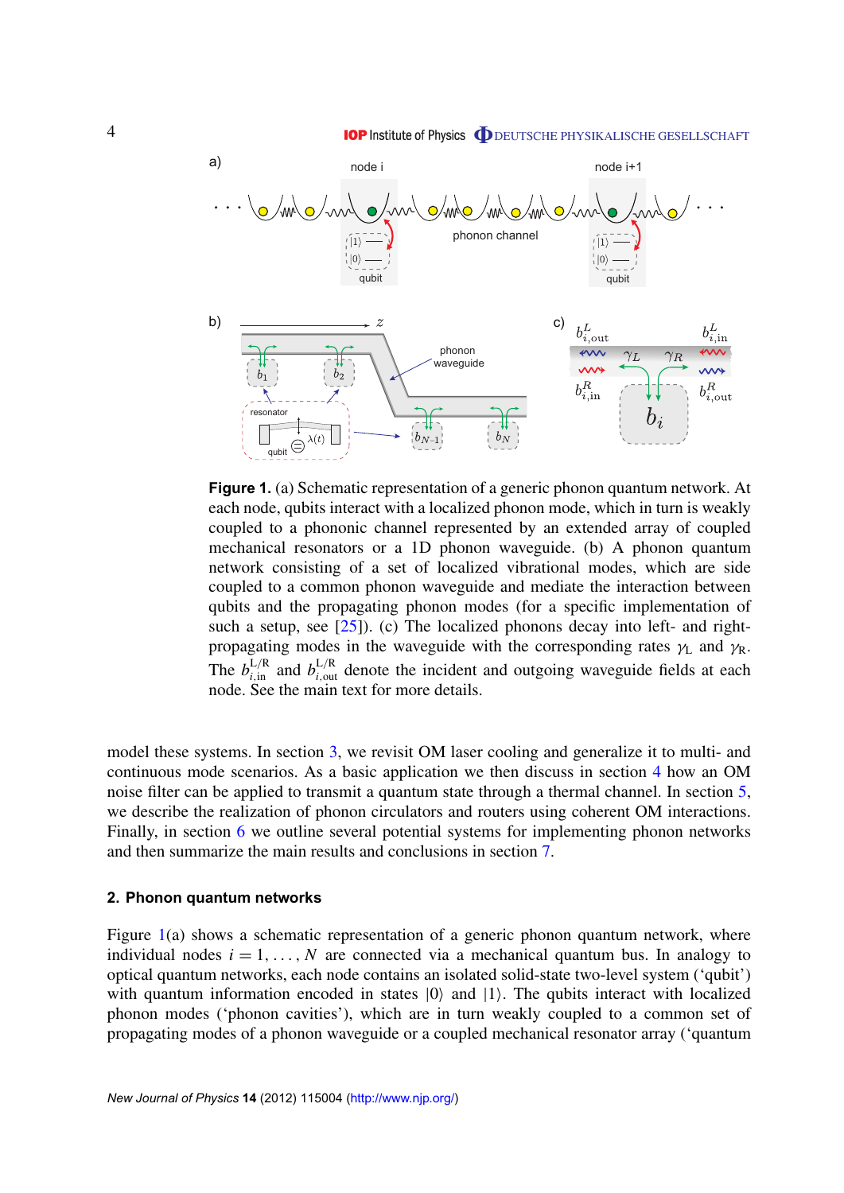**Figure 1.** (a) Schematic representation of a generic phonon quantum network. At each node, qubits interact with a localized phonon mode, which in turn is weakly coupled to a phononic channel represented by an extended array of coupled mechanical resonators or a 1D phonon waveguide. (b) A phonon quantum network consisting of a set of localized vibrational modes, which are side coupled to a common phonon waveguide and mediate the interaction between qubits and the propagating phonon modes (for a specific implementation of such a setup, see [25]). (c) The localized phonons decay into left- and right-propagating modes in the waveguide with the corresponding rates $\gamma_{\rm L}$ and $\gamma_{\rm R}$. The $b_{i,\rm in}^{\rm L/R}$ and $b_{i,\rm out}^{\rm L/R}$ denote the incident and outgoing waveguide fields at each node. See the main text for more details.

model these systems. In section 3, we revisit OM laser cooling and generalize it to multi- and continuous mode scenarios. As a basic application we then discuss in section 4 how an OM noise filter can be applied to transmit a quantum state through a thermal channel. In section 5, we describe the realization of phonon circulators and routers using coherent OM interactions. Finally, in section 6 we outline several potential systems for implementing phonon networks and then summarize the main results and conclusions in section 7.

## 2. Phonon quantum networks

Figure 1(a) shows a schematic representation of a generic phonon quantum network, where individual nodes $i = 1, \ldots, N$ are connected via a mechanical quantum bus. In analogy to optical quantum networks, each node contains an isolated solid-state two-level system ('qubit') with quantum information encoded in states $|0\rangle$ and $|1\rangle$. The qubits interact with localized phonon modes ('phonon cavities'), which are in turn weakly coupled to a common set of propagating modes of a phonon waveguide or a coupled mechanical resonator array ('quantum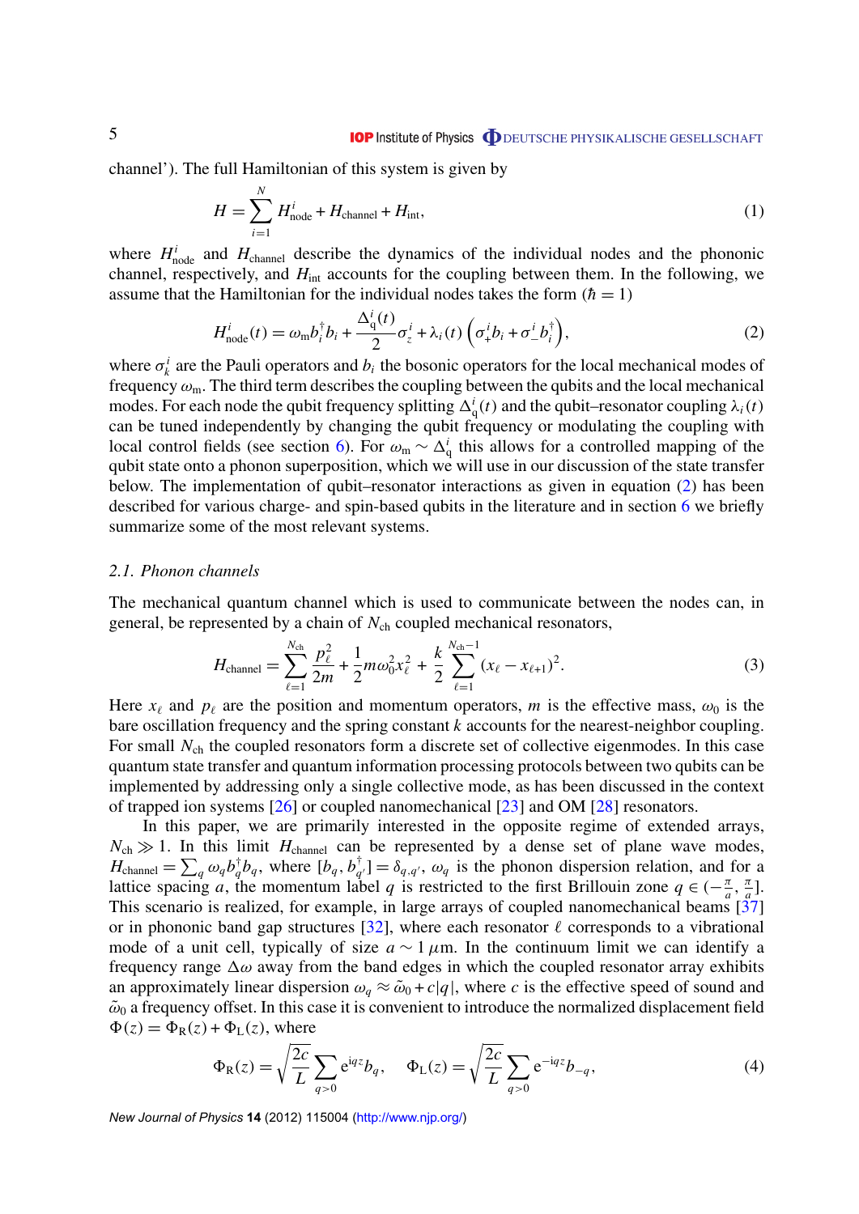channel'). The full Hamiltonian of this system is given by

$$H = \sum_{i=1}^{N} H^i_{\rm node} + H_{\rm channel} + H_{\rm int}, \tag{1}$$

where $H^i_{\rm node}$ and $H_{\rm channel}$ describe the dynamics of the individual nodes and the phononic channel, respectively, and $H_{\rm int}$ accounts for the coupling between them. In the following, we assume that the Hamiltonian for the individual nodes takes the form ($\hbar = 1$)

$$H^i_{\rm node}(t) = \omega_{\rm m} b_i^\dagger b_i + \frac{\Delta^i_{\rm q}(t)}{2}\sigma^i_z + \lambda_i(t)\left(\sigma^i_+ b_i + \sigma^i_- b_i^\dagger\right), \tag{2}$$

where $\sigma^i_k$ are the Pauli operators and $b_i$ the bosonic operators for the local mechanical modes of frequency $\omega_{\rm m}$. The third term describes the coupling between the qubits and the local mechanical modes. For each node the qubit frequency splitting $\Delta^i_{\rm q}(t)$ and the qubit–resonator coupling $\lambda_i(t)$ can be tuned independently by changing the qubit frequency or modulating the coupling with local control fields (see section 6). For $\omega_{\rm m} \sim \Delta^i_{\rm q}$ this allows for a controlled mapping of the qubit state onto a phonon superposition, which we will use in our discussion of the state transfer below. The implementation of qubit–resonator interactions as given in equation (2) has been described for various charge- and spin-based qubits in the literature and in section 6 we briefly summarize some of the most relevant systems.

### 2.1. Phonon channels

The mechanical quantum channel which is used to communicate between the nodes can, in general, be represented by a chain of $N_{\rm ch}$ coupled mechanical resonators,

$$H_{\rm channel} = \sum_{\ell=1}^{N_{\rm ch}} \frac{p_\ell^2}{2m} + \frac{1}{2}m\omega_0^2 x_\ell^2 + \frac{k}{2}\sum_{\ell=1}^{N_{\rm ch}-1}(x_\ell - x_{\ell+1})^2. \tag{3}$$

Here $x_\ell$ and $p_\ell$ are the position and momentum operators, $m$ is the effective mass, $\omega_0$ is the bare oscillation frequency and the spring constant $k$ accounts for the nearest-neighbor coupling. For small $N_{\rm ch}$ the coupled resonators form a discrete set of collective eigenmodes. In this case quantum state transfer and quantum information processing protocols between two qubits can be implemented by addressing only a single collective mode, as has been discussed in the context of trapped ion systems [26] or coupled nanomechanical [23] and OM [28] resonators.

In this paper, we are primarily interested in the opposite regime of extended arrays, $N_{\rm ch} \gg 1$. In this limit $H_{\rm channel}$ can be represented by a dense set of plane wave modes, $H_{\rm channel} = \sum_q \omega_q b_q^\dagger b_q$, where $[b_q, b_{q'}^\dagger] = \delta_{q,q'}$, $\omega_q$ is the phonon dispersion relation, and for a lattice spacing $a$, the momentum label $q$ is restricted to the first Brillouin zone $q \in (-\frac{\pi}{a}, \frac{\pi}{a}]$. This scenario is realized, for example, in large arrays of coupled nanomechanical beams [37] or in phononic band gap structures [32], where each resonator $\ell$ corresponds to a vibrational mode of a unit cell, typically of size $a \sim 1\,\mu$m. In the continuum limit we can identify a frequency range $\Delta\omega$ away from the band edges in which the coupled resonator array exhibits an approximately linear dispersion $\omega_q \approx \tilde{\omega}_0 + c|q|$, where $c$ is the effective speed of sound and $\tilde{\omega}_0$ a frequency offset. In this case it is convenient to introduce the normalized displacement field $\Phi(z) = \Phi_{\rm R}(z) + \Phi_{\rm L}(z)$, where

$$\Phi_{\rm R}(z) = \sqrt{\frac{2c}{L}}\sum_{q>0} {\rm e}^{{\rm i}qz} b_q, \qquad \Phi_{\rm L}(z) = \sqrt{\frac{2c}{L}}\sum_{q>0} {\rm e}^{-{\rm i}qz} b_{-q}, \tag{4}$$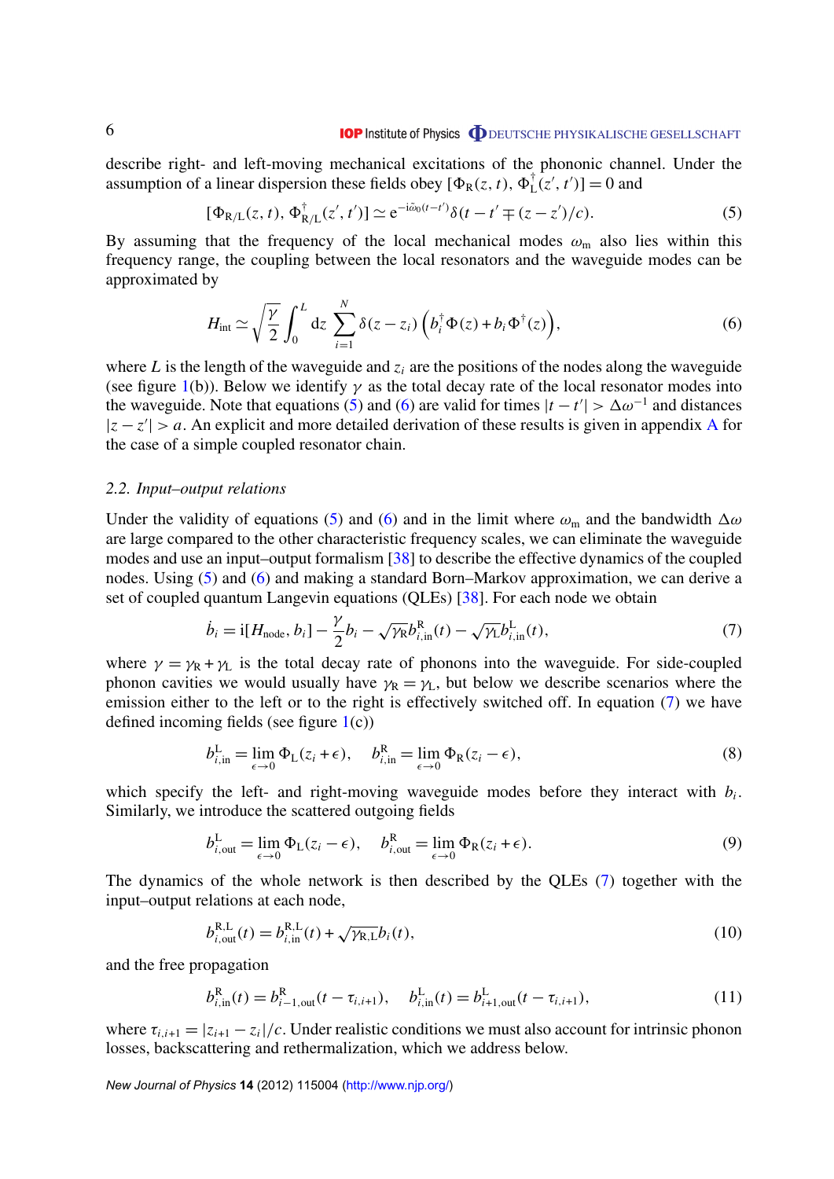describe right- and left-moving mechanical excitations of the phononic channel. Under the assumption of a linear dispersion these fields obey $[\Phi_{\rm R}(z,t), \Phi_{\rm L}^\dagger(z',t')] = 0$ and

$$[\Phi_{\rm R/L}(z,t), \Phi_{\rm R/L}^\dagger(z',t')] \simeq {\rm e}^{-{\rm i}\tilde{\omega}_0(t-t')}\delta(t-t' \mp (z-z')/c). \tag{5}$$

By assuming that the frequency of the local mechanical modes $\omega_{\rm m}$ also lies within this frequency range, the coupling between the local resonators and the waveguide modes can be approximated by

$$H_{\rm int} \simeq \sqrt{\frac{\gamma}{2}} \int_0^L {\rm d}z \sum_{i=1}^N \delta(z-z_i) \left( b_i^\dagger \Phi(z) + b_i \Phi^\dagger(z) \right), \tag{6}$$

where $L$ is the length of the waveguide and $z_i$ are the positions of the nodes along the waveguide (see figure 1(b)). Below we identify $\gamma$ as the total decay rate of the local resonator modes into the waveguide. Note that equations (5) and (6) are valid for times $|t-t'| > \Delta\omega^{-1}$ and distances $|z-z'| > a$. An explicit and more detailed derivation of these results is given in appendix A for the case of a simple coupled resonator chain.

### 2.2. Input–output relations

Under the validity of equations (5) and (6) and in the limit where $\omega_{\rm m}$ and the bandwidth $\Delta\omega$ are large compared to the other characteristic frequency scales, we can eliminate the waveguide modes and use an input–output formalism [38] to describe the effective dynamics of the coupled nodes. Using (5) and (6) and making a standard Born–Markov approximation, we can derive a set of coupled quantum Langevin equations (QLEs) [38]. For each node we obtain

$$\dot{b}_i = {\rm i}[H_{\rm node}, b_i] - \frac{\gamma}{2} b_i - \sqrt{\gamma_{\rm R}} b_{i,{\rm in}}^{\rm R}(t) - \sqrt{\gamma_{\rm L}} b_{i,{\rm in}}^{\rm L}(t), \tag{7}$$

where $\gamma = \gamma_{\rm R} + \gamma_{\rm L}$ is the total decay rate of phonons into the waveguide. For side-coupled phonon cavities we would usually have $\gamma_{\rm R} = \gamma_{\rm L}$, but below we describe scenarios where the emission either to the left or to the right is effectively switched off. In equation (7) we have defined incoming fields (see figure 1(c))

$$b_{i,{\rm in}}^{\rm L} = \lim_{\epsilon \to 0} \Phi_{\rm L}(z_i + \epsilon), \quad b_{i,{\rm in}}^{\rm R} = \lim_{\epsilon \to 0} \Phi_{\rm R}(z_i - \epsilon), \tag{8}$$

which specify the left- and right-moving waveguide modes before they interact with $b_i$. Similarly, we introduce the scattered outgoing fields

$$b_{i,{\rm out}}^{\rm L} = \lim_{\epsilon \to 0} \Phi_{\rm L}(z_i - \epsilon), \quad b_{i,{\rm out}}^{\rm R} = \lim_{\epsilon \to 0} \Phi_{\rm R}(z_i + \epsilon). \tag{9}$$

The dynamics of the whole network is then described by the QLEs (7) together with the input–output relations at each node,

$$b_{i,{\rm out}}^{\rm R,L}(t) = b_{i,{\rm in}}^{\rm R,L}(t) + \sqrt{\gamma_{\rm R,L}} b_i(t), \tag{10}$$

and the free propagation

$$b_{i,{\rm in}}^{\rm R}(t) = b_{i-1,{\rm out}}^{\rm R}(t - \tau_{i,i+1}), \quad b_{i,{\rm in}}^{\rm L}(t) = b_{i+1,{\rm out}}^{\rm L}(t - \tau_{i,i+1}), \tag{11}$$

where $\tau_{i,i+1} = |z_{i+1} - z_i|/c$. Under realistic conditions we must also account for intrinsic phonon losses, backscattering and rethermalization, which we address below.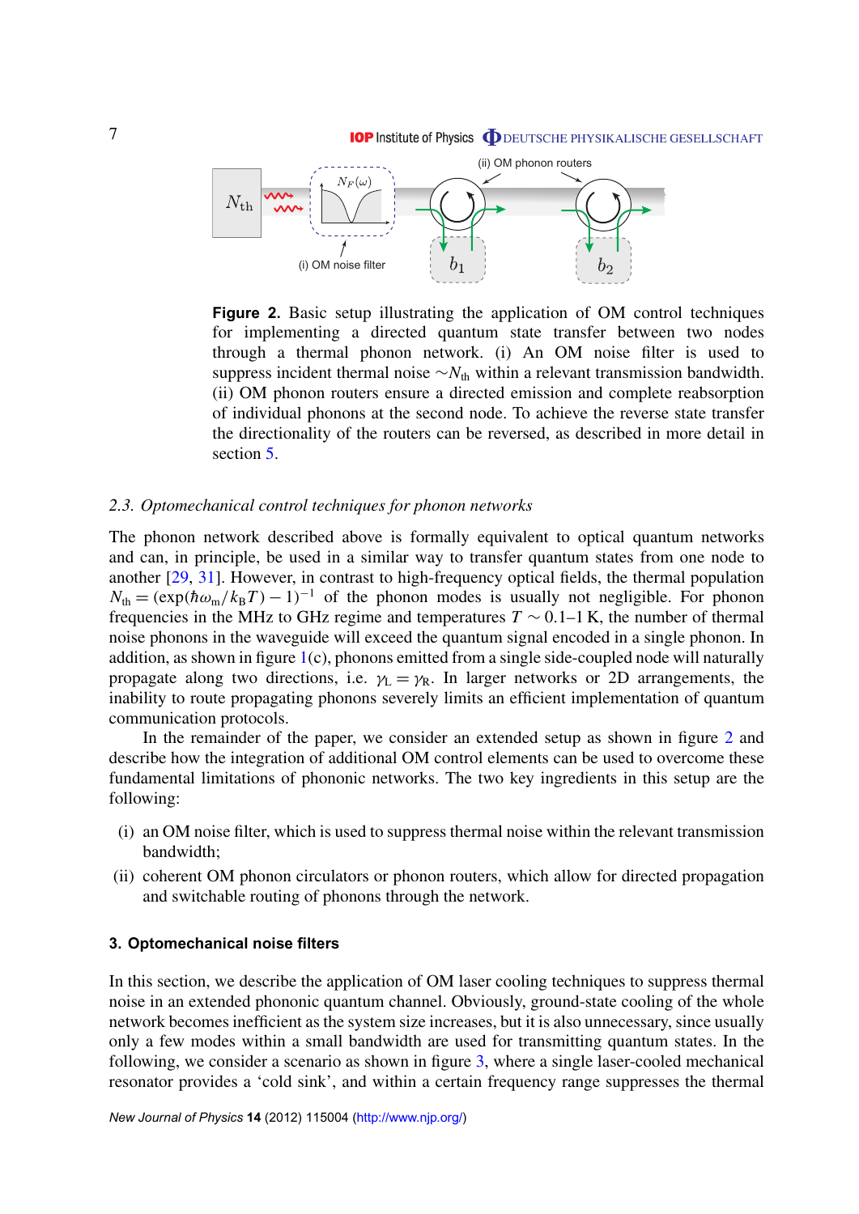(ii) OM phonon routers

(i) OM noise filter

**Figure 2.** Basic setup illustrating the application of OM control techniques for implementing a directed quantum state transfer between two nodes through a thermal phonon network. (i) An OM noise filter is used to suppress incident thermal noise $\sim N_{\rm th}$ within a relevant transmission bandwidth. (ii) OM phonon routers ensure a directed emission and complete reabsorption of individual phonons at the second node. To achieve the reverse state transfer the directionality of the routers can be reversed, as described in more detail in section 5.

### 2.3. *Optomechanical control techniques for phonon networks*

The phonon network described above is formally equivalent to optical quantum networks and can, in principle, be used in a similar way to transfer quantum states from one node to another [29, 31]. However, in contrast to high-frequency optical fields, the thermal population $N_{\rm th} = (\exp(\hbar\omega_{\rm m}/k_{\rm B}T) - 1)^{-1}$ of the phonon modes is usually not negligible. For phonon frequencies in the MHz to GHz regime and temperatures $T \sim 0.1$–$1$ K, the number of thermal noise phonons in the waveguide will exceed the quantum signal encoded in a single phonon. In addition, as shown in figure 1(c), phonons emitted from a single side-coupled node will naturally propagate along two directions, i.e. $\gamma_{\rm L} = \gamma_{\rm R}$. In larger networks or 2D arrangements, the inability to route propagating phonons severely limits an efficient implementation of quantum communication protocols.

In the remainder of the paper, we consider an extended setup as shown in figure 2 and describe how the integration of additional OM control elements can be used to overcome these fundamental limitations of phononic networks. The two key ingredients in this setup are the following:

(i) an OM noise filter, which is used to suppress thermal noise within the relevant transmission bandwidth;

(ii) coherent OM phonon circulators or phonon routers, which allow for directed propagation and switchable routing of phonons through the network.

## 3. Optomechanical noise filters

In this section, we describe the application of OM laser cooling techniques to suppress thermal noise in an extended phononic quantum channel. Obviously, ground-state cooling of the whole network becomes inefficient as the system size increases, but it is also unnecessary, since usually only a few modes within a small bandwidth are used for transmitting quantum states. In the following, we consider a scenario as shown in figure 3, where a single laser-cooled mechanical resonator provides a 'cold sink', and within a certain frequency range suppresses the thermal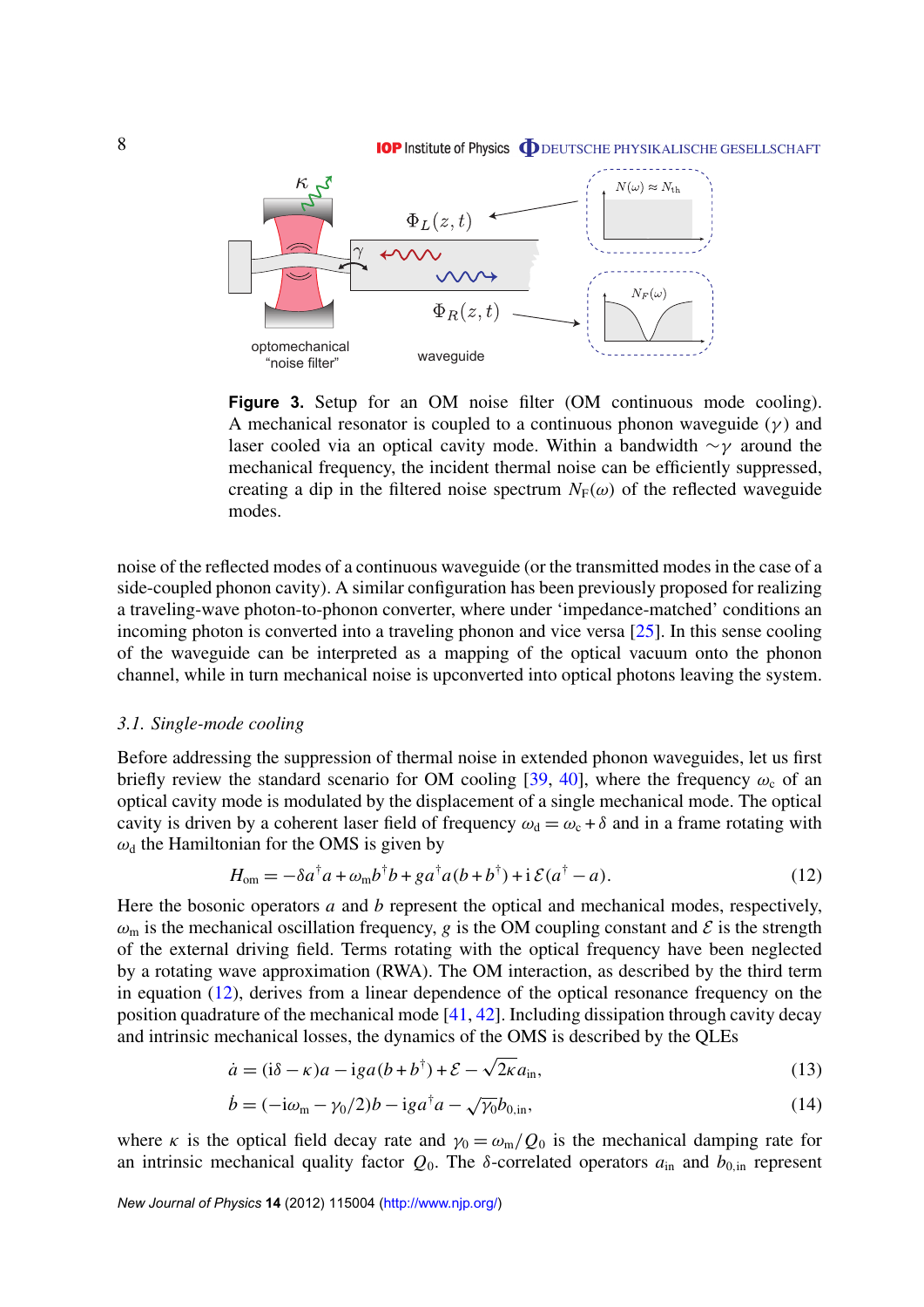**Figure 3.** Setup for an OM noise filter (OM continuous mode cooling). A mechanical resonator is coupled to a continuous phonon waveguide ($\gamma$) and laser cooled via an optical cavity mode. Within a bandwidth $\sim\gamma$ around the mechanical frequency, the incident thermal noise can be efficiently suppressed, creating a dip in the filtered noise spectrum $N_{\rm F}(\omega)$ of the reflected waveguide modes.

noise of the reflected modes of a continuous waveguide (or the transmitted modes in the case of a side-coupled phonon cavity). A similar configuration has been previously proposed for realizing a traveling-wave photon-to-phonon converter, where under 'impedance-matched' conditions an incoming photon is converted into a traveling phonon and vice versa [25]. In this sense cooling of the waveguide can be interpreted as a mapping of the optical vacuum onto the phonon channel, while in turn mechanical noise is upconverted into optical photons leaving the system.

### 3.1. Single-mode cooling

Before addressing the suppression of thermal noise in extended phonon waveguides, let us first briefly review the standard scenario for OM cooling [39, 40], where the frequency $\omega_{\rm c}$ of an optical cavity mode is modulated by the displacement of a single mechanical mode. The optical cavity is driven by a coherent laser field of frequency $\omega_{\rm d} = \omega_{\rm c} + \delta$ and in a frame rotating with $\omega_{\rm d}$ the Hamiltonian for the OMS is given by

$$H_{\rm om} = -\delta a^\dagger a + \omega_{\rm m} b^\dagger b + g a^\dagger a (b + b^\dagger) + {\rm i}\,\mathcal{E}(a^\dagger - a). \tag{12}$$

Here the bosonic operators $a$ and $b$ represent the optical and mechanical modes, respectively, $\omega_{\rm m}$ is the mechanical oscillation frequency, $g$ is the OM coupling constant and $\mathcal{E}$ is the strength of the external driving field. Terms rotating with the optical frequency have been neglected by a rotating wave approximation (RWA). The OM interaction, as described by the third term in equation (12), derives from a linear dependence of the optical resonance frequency on the position quadrature of the mechanical mode [41, 42]. Including dissipation through cavity decay and intrinsic mechanical losses, the dynamics of the OMS is described by the QLEs

$$\dot{a} = ({\rm i}\delta - \kappa)a - {\rm i}ga(b + b^\dagger) + \mathcal{E} - \sqrt{2\kappa}\, a_{\rm in}, \tag{13}$$

$$\dot{b} = (-{\rm i}\omega_{\rm m} - \gamma_0/2)b - {\rm i}g a^\dagger a - \sqrt{\gamma_0}\, b_{0,{\rm in}}, \tag{14}$$

where $\kappa$ is the optical field decay rate and $\gamma_0 = \omega_{\rm m}/Q_0$ is the mechanical damping rate for an intrinsic mechanical quality factor $Q_0$. The $\delta$-correlated operators $a_{\rm in}$ and $b_{0,{\rm in}}$ represent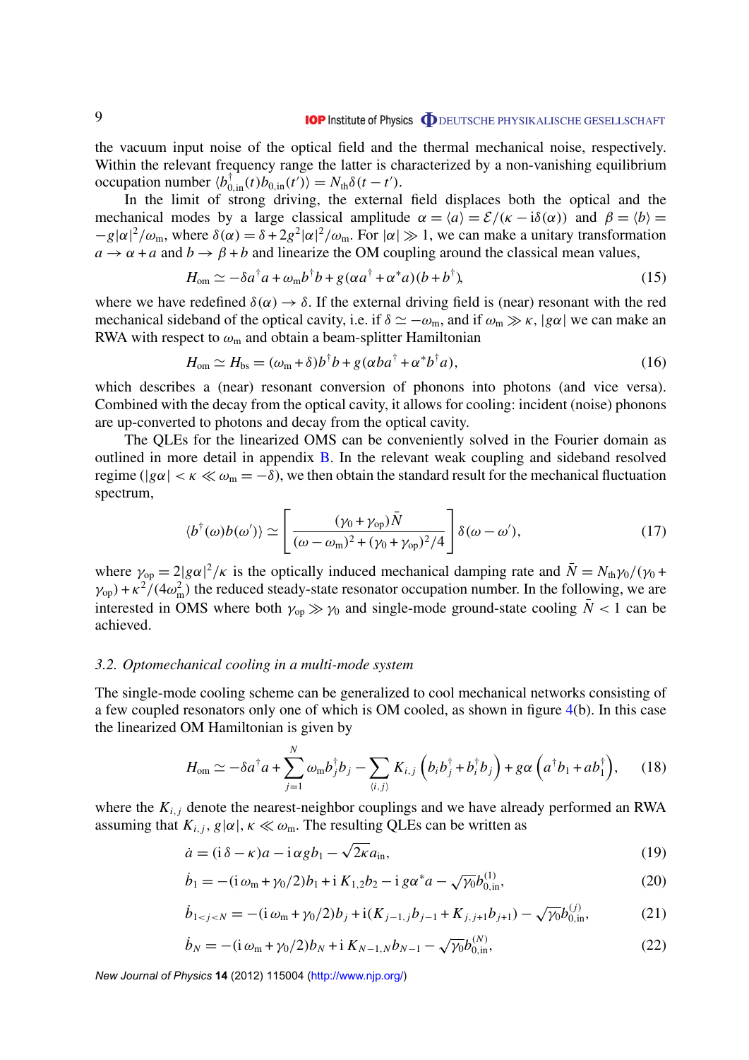the vacuum input noise of the optical field and the thermal mechanical noise, respectively. Within the relevant frequency range the latter is characterized by a non-vanishing equilibrium occupation number $\langle b_{0,\rm in}^\dagger(t) b_{0,\rm in}(t')\rangle = N_{\rm th}\delta(t-t')$.

In the limit of strong driving, the external field displaces both the optical and the mechanical modes by a large classical amplitude $\alpha = \langle a\rangle = \mathcal{E}/(\kappa - {\rm i}\delta(\alpha))$ and $\beta = \langle b\rangle = -g|\alpha|^2/\omega_{\rm m}$, where $\delta(\alpha) = \delta + 2g^2|\alpha|^2/\omega_{\rm m}$. For $|\alpha| \gg 1$, we can make a unitary transformation $a \to \alpha + a$ and $b \to \beta + b$ and linearize the OM coupling around the classical mean values,

$$H_{\rm om} \simeq -\delta a^\dagger a + \omega_{\rm m} b^\dagger b + g(\alpha a^\dagger + \alpha^* a)(b + b^\dagger), \tag{15}$$

where we have redefined $\delta(\alpha) \to \delta$. If the external driving field is (near) resonant with the red mechanical sideband of the optical cavity, i.e. if $\delta \simeq -\omega_{\rm m}$, and if $\omega_{\rm m} \gg \kappa, |g\alpha|$ we can make an RWA with respect to $\omega_{\rm m}$ and obtain a beam-splitter Hamiltonian

$$H_{\rm om} \simeq H_{\rm bs} = (\omega_{\rm m} + \delta) b^\dagger b + g(\alpha b a^\dagger + \alpha^* b^\dagger a), \tag{16}$$

which describes a (near) resonant conversion of phonons into photons (and vice versa). Combined with the decay from the optical cavity, it allows for cooling: incident (noise) phonons are up-converted to photons and decay from the optical cavity.

The QLEs for the linearized OMS can be conveniently solved in the Fourier domain as outlined in more detail in appendix B. In the relevant weak coupling and sideband resolved regime ($|g\alpha| < \kappa \ll \omega_{\rm m} = -\delta$), we then obtain the standard result for the mechanical fluctuation spectrum,

$$\langle b^\dagger(\omega) b(\omega')\rangle \simeq \left[\frac{(\gamma_0 + \gamma_{\rm op})\bar{N}}{(\omega - \omega_{\rm m})^2 + (\gamma_0 + \gamma_{\rm op})^2/4}\right]\delta(\omega - \omega'), \tag{17}$$

where $\gamma_{\rm op} = 2|g\alpha|^2/\kappa$ is the optically induced mechanical damping rate and $\bar{N} = N_{\rm th}\gamma_0/(\gamma_0 + \gamma_{\rm op}) + \kappa^2/(4\omega_{\rm m}^2)$ the reduced steady-state resonator occupation number. In the following, we are interested in OMS where both $\gamma_{\rm op} \gg \gamma_0$ and single-mode ground-state cooling $\bar{N} < 1$ can be achieved.

### *3.2. Optomechanical cooling in a multi-mode system*

The single-mode cooling scheme can be generalized to cool mechanical networks consisting of a few coupled resonators only one of which is OM cooled, as shown in figure 4(b). In this case the linearized OM Hamiltonian is given by

$$H_{\rm om} \simeq -\delta a^\dagger a + \sum_{j=1}^{N} \omega_{\rm m} b_j^\dagger b_j - \sum_{\langle i,j\rangle} K_{i,j}\left(b_i b_j^\dagger + b_i^\dagger b_j\right) + g\alpha\left(a^\dagger b_1 + a b_1^\dagger\right), \tag{18}$$

where the $K_{i,j}$ denote the nearest-neighbor couplings and we have already performed an RWA assuming that $K_{i,j}, g|\alpha|, \kappa \ll \omega_{\rm m}$. The resulting QLEs can be written as

$$\dot{a} = ({\rm i}\delta - \kappa)a - {\rm i}\alpha g b_1 - \sqrt{2\kappa}\, a_{\rm in}, \tag{19}$$

$$\dot{b}_1 = -({\rm i}\omega_{\rm m} + \gamma_0/2)b_1 + {\rm i}K_{1,2}b_2 - {\rm i}g\alpha^* a - \sqrt{\gamma_0}\, b_{0,\rm in}^{(1)}, \tag{20}$$

$$\dot{b}_{1<j<N} = -({\rm i}\omega_{\rm m} + \gamma_0/2)b_j + {\rm i}(K_{j-1,j}b_{j-1} + K_{j,j+1}b_{j+1}) - \sqrt{\gamma_0}\, b_{0,\rm in}^{(j)}, \tag{21}$$

$$\dot{b}_N = -({\rm i}\omega_{\rm m} + \gamma_0/2)b_N + {\rm i}K_{N-1,N}b_{N-1} - \sqrt{\gamma_0}\, b_{0,\rm in}^{(N)}, \tag{22}$$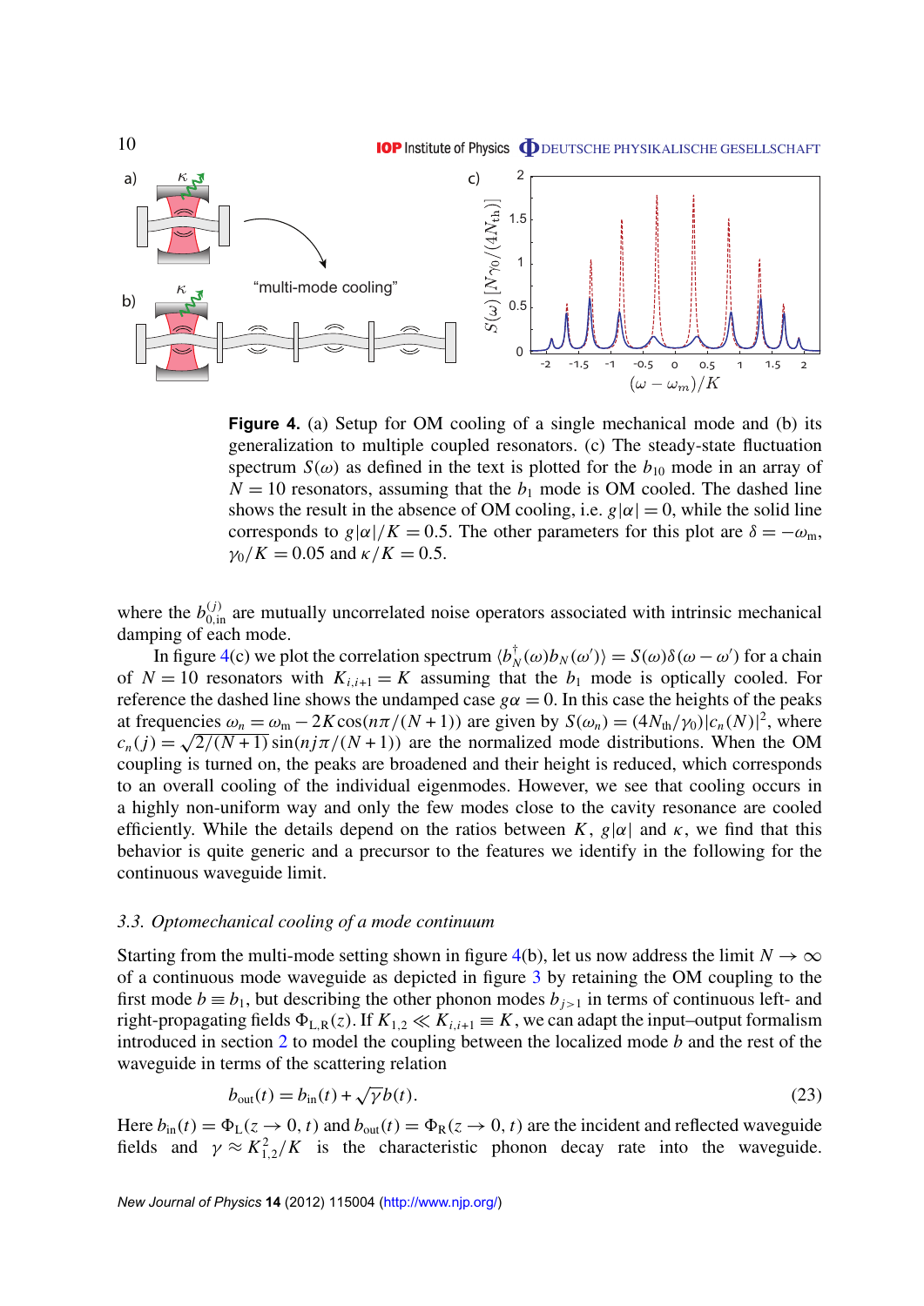**Figure 4.** (a) Setup for OM cooling of a single mechanical mode and (b) its generalization to multiple coupled resonators. (c) The steady-state fluctuation spectrum $S(\omega)$ as defined in the text is plotted for the $b_{10}$ mode in an array of $N = 10$ resonators, assuming that the $b_1$ mode is OM cooled. The dashed line shows the result in the absence of OM cooling, i.e. $g|\alpha| = 0$, while the solid line corresponds to $g|\alpha|/K = 0.5$. The other parameters for this plot are $\delta = -\omega_{\rm m}$, $\gamma_0/K = 0.05$ and $\kappa/K = 0.5$.

where the $b^{(j)}_{0,\rm in}$ are mutually uncorrelated noise operators associated with intrinsic mechanical damping of each mode.

In figure 4(c) we plot the correlation spectrum $\langle b^\dagger_N(\omega) b_N(\omega')\rangle = S(\omega)\delta(\omega-\omega')$ for a chain of $N = 10$ resonators with $K_{i,i+1} = K$ assuming that the $b_1$ mode is optically cooled. For reference the dashed line shows the undamped case $g\alpha = 0$. In this case the heights of the peaks at frequencies $\omega_n = \omega_{\rm m} - 2K\cos(n\pi/(N+1))$ are given by $S(\omega_n) = (4N_{\rm th}/\gamma_0)|c_n(N)|^2$, where $c_n(j) = \sqrt{2/(N+1)}\sin(nj\pi/(N+1))$ are the normalized mode distributions. When the OM coupling is turned on, the peaks are broadened and their height is reduced, which corresponds to an overall cooling of the individual eigenmodes. However, we see that cooling occurs in a highly non-uniform way and only the few modes close to the cavity resonance are cooled efficiently. While the details depend on the ratios between $K$, $g|\alpha|$ and $\kappa$, we find that this behavior is quite generic and a precursor to the features we identify in the following for the continuous waveguide limit.

### 3.3. Optomechanical cooling of a mode continuum

Starting from the multi-mode setting shown in figure 4(b), let us now address the limit $N \to \infty$ of a continuous mode waveguide as depicted in figure 3 by retaining the OM coupling to the first mode $b \equiv b_1$, but describing the other phonon modes $b_{j>1}$ in terms of continuous left- and right-propagating fields $\Phi_{\rm L,R}(z)$. If $K_{1,2} \ll K_{i,i+1} \equiv K$, we can adapt the input–output formalism introduced in section 2 to model the coupling between the localized mode $b$ and the rest of the waveguide in terms of the scattering relation

$$b_{\rm out}(t) = b_{\rm in}(t) + \sqrt{\gamma}\, b(t). \tag{23}$$

Here $b_{\rm in}(t) = \Phi_{\rm L}(z \to 0, t)$ and $b_{\rm out}(t) = \Phi_{\rm R}(z \to 0, t)$ are the incident and reflected waveguide fields and $\gamma \approx K^2_{1,2}/K$ is the characteristic phonon decay rate into the waveguide.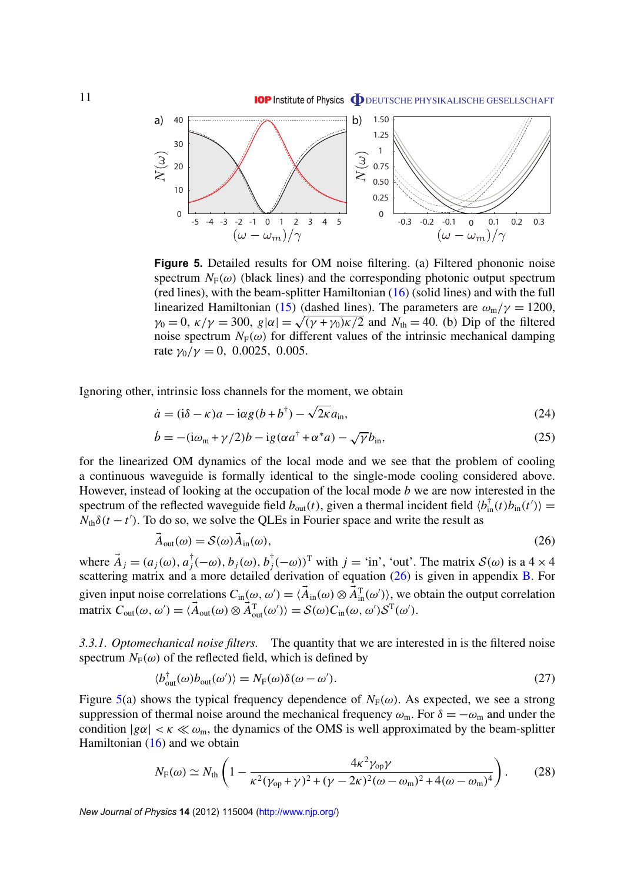**Figure 5.** Detailed results for OM noise filtering. (a) Filtered phononic noise spectrum $N_F(\omega)$ (black lines) and the corresponding photonic output spectrum (red lines), with the beam-splitter Hamiltonian (16) (solid lines) and with the full linearized Hamiltonian (15) (dashed lines). The parameters are $\omega_m/\gamma = 1200$, $\gamma_0 = 0$, $\kappa/\gamma = 300$, $g|\alpha| = \sqrt{(\gamma+\gamma_0)\kappa/2}$ and $N_{th} = 40$. (b) Dip of the filtered noise spectrum $N_F(\omega)$ for different values of the intrinsic mechanical damping rate $\gamma_0/\gamma = 0,\ 0.0025,\ 0.005$.

Ignoring other, intrinsic loss channels for the moment, we obtain

$$\dot{a} = (\mathrm{i}\delta - \kappa)a - \mathrm{i}\alpha g(b + b^\dagger) - \sqrt{2\kappa}\, a_{\mathrm{in}}, \tag{24}$$

$$\dot{b} = -(\mathrm{i}\omega_m + \gamma/2)b - \mathrm{i}g(\alpha a^\dagger + \alpha^* a) - \sqrt{\gamma}\, b_{\mathrm{in}}, \tag{25}$$

for the linearized OM dynamics of the local mode and we see that the problem of cooling a continuous waveguide is formally identical to the single-mode cooling considered above. However, instead of looking at the occupation of the local mode $b$ we are now interested in the spectrum of the reflected waveguide field $b_{\mathrm{out}}(t)$, given a thermal incident field $\langle b_{\mathrm{in}}^\dagger(t) b_{\mathrm{in}}(t')\rangle = N_{th}\delta(t-t')$. To do so, we solve the QLEs in Fourier space and write the result as

$$\vec{A}_{\mathrm{out}}(\omega) = \mathcal{S}(\omega)\vec{A}_{\mathrm{in}}(\omega), \tag{26}$$

where $\vec{A}_j = (a_j(\omega), a_j^\dagger(-\omega), b_j(\omega), b_j^\dagger(-\omega))^{\mathrm{T}}$ with $j =$ 'in', 'out'. The matrix $\mathcal{S}(\omega)$ is a $4\times 4$ scattering matrix and a more detailed derivation of equation (26) is given in appendix B. For given input noise correlations $C_{\mathrm{in}}(\omega,\omega') = \langle \vec{A}_{\mathrm{in}}(\omega)\otimes \vec{A}_{\mathrm{in}}^{\mathrm{T}}(\omega')\rangle$, we obtain the output correlation matrix $C_{\mathrm{out}}(\omega,\omega') = \langle \vec{A}_{\mathrm{out}}(\omega)\otimes \vec{A}_{\mathrm{out}}^{\mathrm{T}}(\omega')\rangle = \mathcal{S}(\omega) C_{\mathrm{in}}(\omega,\omega')\mathcal{S}^{\mathrm{T}}(\omega')$.

*3.3.1. Optomechanical noise filters.* The quantity that we are interested in is the filtered noise spectrum $N_F(\omega)$ of the reflected field, which is defined by

$$\langle b_{\mathrm{out}}^\dagger(\omega) b_{\mathrm{out}}(\omega')\rangle = N_F(\omega)\delta(\omega-\omega'). \tag{27}$$

Figure 5(a) shows the typical frequency dependence of $N_F(\omega)$. As expected, we see a strong suppression of thermal noise around the mechanical frequency $\omega_m$. For $\delta = -\omega_m$ and under the condition $|g\alpha| < \kappa \ll \omega_m$, the dynamics of the OMS is well approximated by the beam-splitter Hamiltonian (16) and we obtain

$$N_F(\omega) \simeq N_{th}\left(1 - \frac{4\kappa^2\gamma_{op}\gamma}{\kappa^2(\gamma_{op}+\gamma)^2 + (\gamma - 2\kappa)^2(\omega-\omega_m)^2 + 4(\omega-\omega_m)^4}\right). \tag{28}$$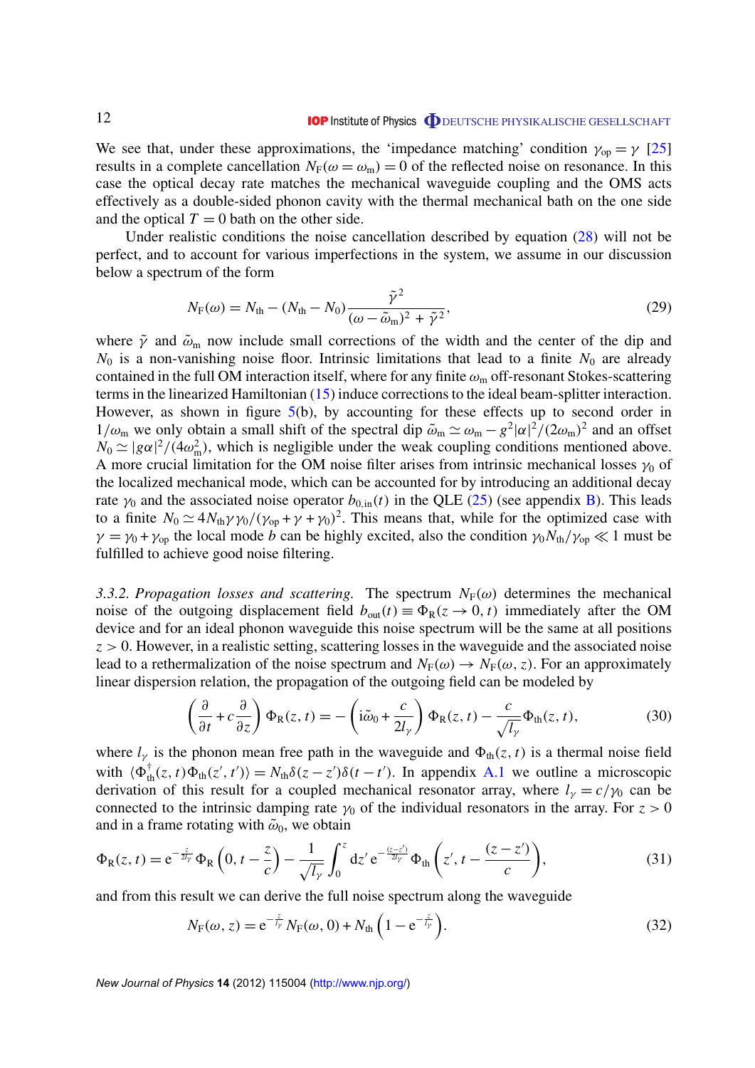We see that, under these approximations, the 'impedance matching' condition $\gamma_{\rm op} = \gamma$ [25] results in a complete cancellation $N_{\rm F}(\omega = \omega_{\rm m}) = 0$ of the reflected noise on resonance. In this case the optical decay rate matches the mechanical waveguide coupling and the OMS acts effectively as a double-sided phonon cavity with the thermal mechanical bath on the one side and the optical $T = 0$ bath on the other side.

Under realistic conditions the noise cancellation described by equation (28) will not be perfect, and to account for various imperfections in the system, we assume in our discussion below a spectrum of the form

$$N_{\rm F}(\omega) = N_{\rm th} - (N_{\rm th} - N_0)\frac{\tilde{\gamma}^2}{(\omega - \tilde{\omega}_{\rm m})^2 + \tilde{\gamma}^2}, \tag{29}$$

where $\tilde{\gamma}$ and $\tilde{\omega}_{\rm m}$ now include small corrections of the width and the center of the dip and $N_0$ is a non-vanishing noise floor. Intrinsic limitations that lead to a finite $N_0$ are already contained in the full OM interaction itself, where for any finite $\omega_{\rm m}$ off-resonant Stokes-scattering terms in the linearized Hamiltonian (15) induce corrections to the ideal beam-splitter interaction. However, as shown in figure 5(b), by accounting for these effects up to second order in $1/\omega_{\rm m}$ we only obtain a small shift of the spectral dip $\tilde{\omega}_{\rm m} \simeq \omega_{\rm m} - g^2|\alpha|^2/(2\omega_{\rm m})^2$ and an offset $N_0 \simeq |g\alpha|^2/(4\omega_{\rm m}^2)$, which is negligible under the weak coupling conditions mentioned above. A more crucial limitation for the OM noise filter arises from intrinsic mechanical losses $\gamma_0$ of the localized mechanical mode, which can be accounted for by introducing an additional decay rate $\gamma_0$ and the associated noise operator $b_{0,\rm in}(t)$ in the QLE (25) (see appendix B). This leads to a finite $N_0 \simeq 4N_{\rm th}\gamma\gamma_0/(\gamma_{\rm op} + \gamma + \gamma_0)^2$. This means that, while for the optimized case with $\gamma = \gamma_0 + \gamma_{\rm op}$ the local mode $b$ can be highly excited, also the condition $\gamma_0 N_{\rm th}/\gamma_{\rm op} \ll 1$ must be fulfilled to achieve good noise filtering.

*3.3.2. Propagation losses and scattering.* The spectrum $N_{\rm F}(\omega)$ determines the mechanical noise of the outgoing displacement field $b_{\rm out}(t) \equiv \Phi_{\rm R}(z \to 0, t)$ immediately after the OM device and for an ideal phonon waveguide this noise spectrum will be the same at all positions $z > 0$. However, in a realistic setting, scattering losses in the waveguide and the associated noise lead to a rethermalization of the noise spectrum and $N_{\rm F}(\omega) \to N_{\rm F}(\omega, z)$. For an approximately linear dispersion relation, the propagation of the outgoing field can be modeled by

$$\left(\frac{\partial}{\partial t} + c\frac{\partial}{\partial z}\right)\Phi_{\rm R}(z,t) = -\left({\rm i}\tilde{\omega}_0 + \frac{c}{2l_\gamma}\right)\Phi_{\rm R}(z,t) - \frac{c}{\sqrt{l_\gamma}}\Phi_{\rm th}(z,t), \tag{30}$$

where $l_\gamma$ is the phonon mean free path in the waveguide and $\Phi_{\rm th}(z,t)$ is a thermal noise field with $\langle \Phi^\dagger_{\rm th}(z,t)\Phi_{\rm th}(z',t')\rangle = N_{\rm th}\delta(z-z')\delta(t-t')$. In appendix A.1 we outline a microscopic derivation of this result for a coupled mechanical resonator array, where $l_\gamma = c/\gamma_0$ can be connected to the intrinsic damping rate $\gamma_0$ of the individual resonators in the array. For $z > 0$ and in a frame rotating with $\tilde{\omega}_0$, we obtain

$$\Phi_{\rm R}(z,t) = {\rm e}^{-\frac{z}{2l_\gamma}}\Phi_{\rm R}\left(0, t - \frac{z}{c}\right) - \frac{1}{\sqrt{l_\gamma}}\int_0^z {\rm d}z'\, {\rm e}^{-\frac{(z-z')}{2l_\gamma}}\Phi_{\rm th}\left(z', t - \frac{(z-z')}{c}\right), \tag{31}$$

and from this result we can derive the full noise spectrum along the waveguide

$$N_{\rm F}(\omega, z) = {\rm e}^{-\frac{z}{l_\gamma}}N_{\rm F}(\omega, 0) + N_{\rm th}\left(1 - {\rm e}^{-\frac{z}{l_\gamma}}\right). \tag{32}$$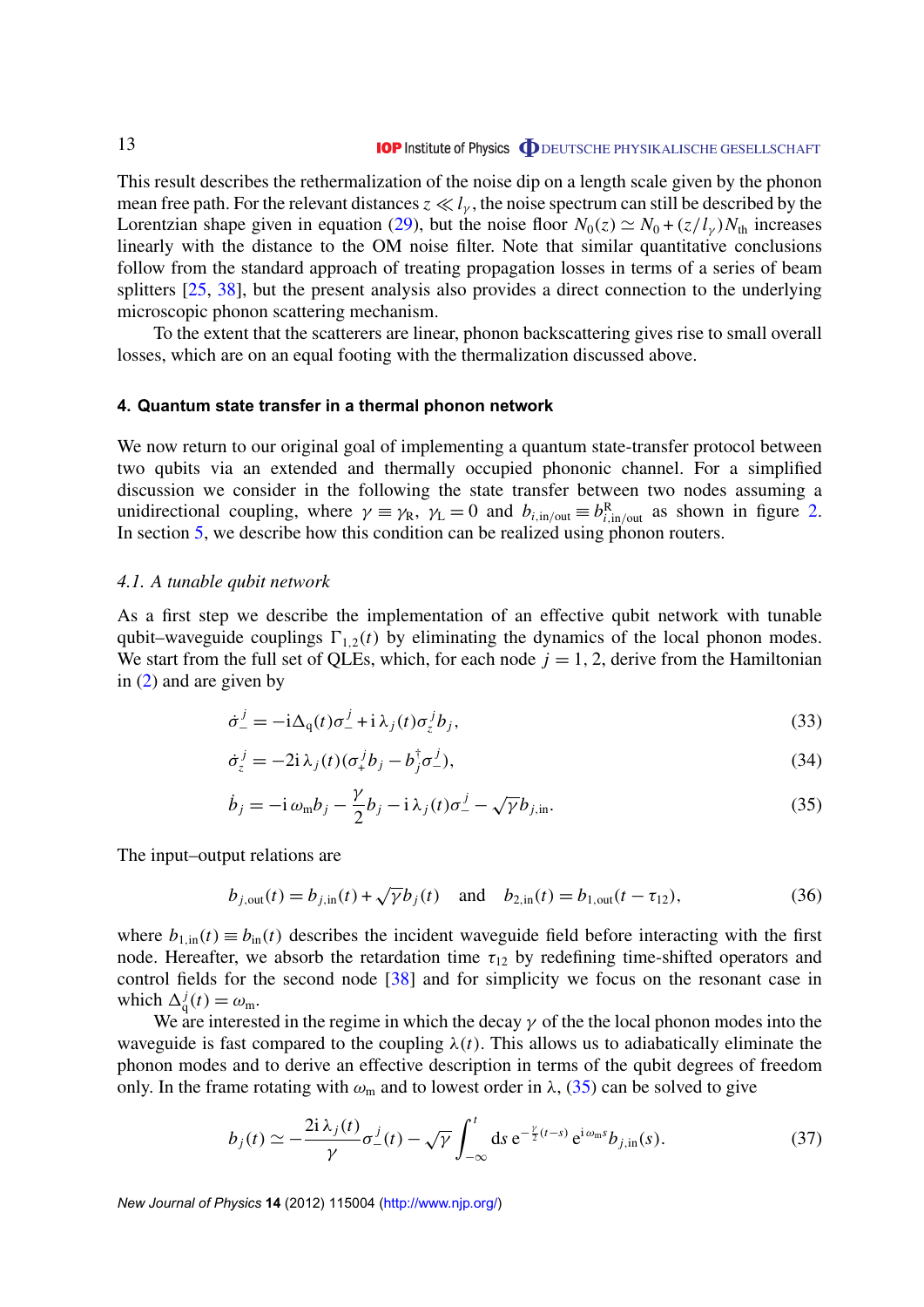This result describes the rethermalization of the noise dip on a length scale given by the phonon mean free path. For the relevant distances $z \ll l_\gamma$, the noise spectrum can still be described by the Lorentzian shape given in equation (29), but the noise floor $N_0(z) \simeq N_0 + (z/l_\gamma)N_{\rm th}$ increases linearly with the distance to the OM noise filter. Note that similar quantitative conclusions follow from the standard approach of treating propagation losses in terms of a series of beam splitters [25, 38], but the present analysis also provides a direct connection to the underlying microscopic phonon scattering mechanism.

To the extent that the scatterers are linear, phonon backscattering gives rise to small overall losses, which are on an equal footing with the thermalization discussed above.

## 4. Quantum state transfer in a thermal phonon network

We now return to our original goal of implementing a quantum state-transfer protocol between two qubits via an extended and thermally occupied phononic channel. For a simplified discussion we consider in the following the state transfer between two nodes assuming a unidirectional coupling, where $\gamma \equiv \gamma_{\rm R}$, $\gamma_{\rm L} = 0$ and $b_{i,\rm in/out} \equiv b^{\rm R}_{i,\rm in/out}$ as shown in figure 2. In section 5, we describe how this condition can be realized using phonon routers.

### 4.1. A tunable qubit network

As a first step we describe the implementation of an effective qubit network with tunable qubit–waveguide couplings $\Gamma_{1,2}(t)$ by eliminating the dynamics of the local phonon modes. We start from the full set of QLEs, which, for each node $j = 1, 2$, derive from the Hamiltonian in (2) and are given by

$$\dot{\sigma}_-^j = -{\rm i}\Delta_{\rm q}(t)\sigma_-^j + {\rm i}\,\lambda_j(t)\sigma_z^j b_j, \tag{33}$$

$$\dot{\sigma}_z^j = -2{\rm i}\,\lambda_j(t)(\sigma_+^j b_j - b_j^\dagger \sigma_-^j), \tag{34}$$

$$\dot{b}_j = -{\rm i}\,\omega_{\rm m} b_j - \frac{\gamma}{2} b_j - {\rm i}\,\lambda_j(t)\sigma_-^j - \sqrt{\gamma}\, b_{j,\rm in}. \tag{35}$$

The input–output relations are

$$b_{j,\rm out}(t) = b_{j,\rm in}(t) + \sqrt{\gamma}\, b_j(t) \quad \text{and} \quad b_{2,\rm in}(t) = b_{1,\rm out}(t - \tau_{12}), \tag{36}$$

where $b_{1,\rm in}(t) \equiv b_{\rm in}(t)$ describes the incident waveguide field before interacting with the first node. Hereafter, we absorb the retardation time $\tau_{12}$ by redefining time-shifted operators and control fields for the second node [38] and for simplicity we focus on the resonant case in which $\Delta_{\rm q}^j(t) = \omega_{\rm m}$.

We are interested in the regime in which the decay $\gamma$ of the the local phonon modes into the waveguide is fast compared to the coupling $\lambda(t)$. This allows us to adiabatically eliminate the phonon modes and to derive an effective description in terms of the qubit degrees of freedom only. In the frame rotating with $\omega_{\rm m}$ and to lowest order in $\lambda$, (35) can be solved to give

$$b_j(t) \simeq -\frac{2{\rm i}\,\lambda_j(t)}{\gamma}\sigma_-^j(t) - \sqrt{\gamma}\int_{-\infty}^{t} {\rm d}s\, {\rm e}^{-\frac{\gamma}{2}(t-s)}\, {\rm e}^{{\rm i}\omega_{\rm m}s} b_{j,\rm in}(s). \tag{37}$$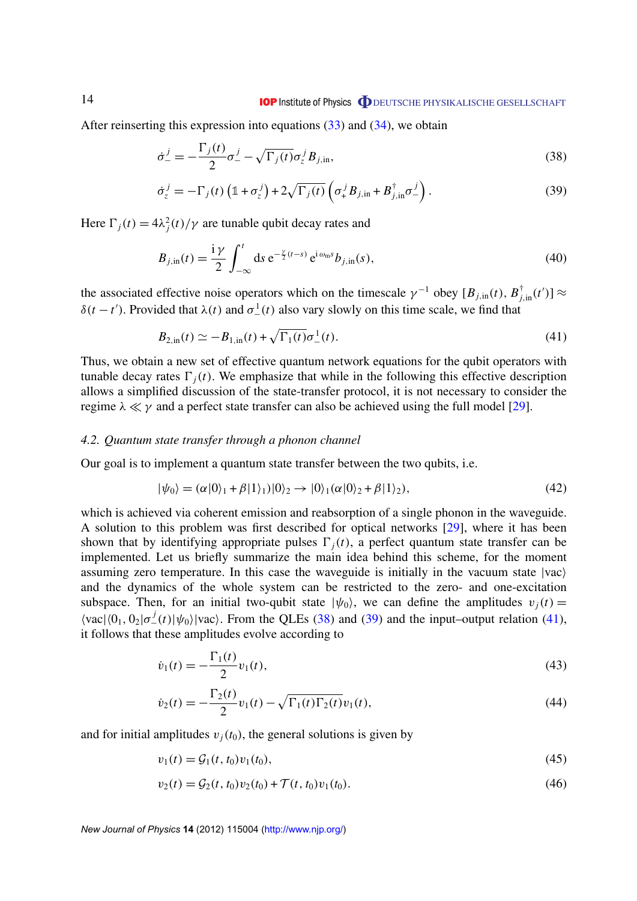After reinserting this expression into equations (33) and (34), we obtain

$$\dot{\sigma}_-^j = -\frac{\Gamma_j(t)}{2}\sigma_-^j - \sqrt{\Gamma_j(t)}\sigma_z^j B_{j,\mathrm{in}}, \tag{38}$$

$$\dot{\sigma}_z^j = -\Gamma_j(t)\left(\mathbb{1} + \sigma_z^j\right) + 2\sqrt{\Gamma_j(t)}\left(\sigma_+^j B_{j,\mathrm{in}} + B_{j,\mathrm{in}}^\dagger \sigma_-^j\right). \tag{39}$$

Here $\Gamma_j(t) = 4\lambda_j^2(t)/\gamma$ are tunable qubit decay rates and

$$B_{j,\mathrm{in}}(t) = \frac{\mathrm{i}\,\gamma}{2}\int_{-\infty}^{t} \mathrm{d}s\, \mathrm{e}^{-\frac{\gamma}{2}(t-s)}\,\mathrm{e}^{\mathrm{i}\,\omega_{\mathrm{m}} s}\, b_{j,\mathrm{in}}(s), \tag{40}$$

the associated effective noise operators which on the timescale $\gamma^{-1}$ obey $[B_{j,\mathrm{in}}(t), B_{j,\mathrm{in}}^\dagger(t')] \approx \delta(t-t')$. Provided that $\lambda(t)$ and $\sigma_-^1(t)$ also vary slowly on this time scale, we find that

$$B_{2,\mathrm{in}}(t) \simeq -B_{1,\mathrm{in}}(t) + \sqrt{\Gamma_1(t)}\sigma_-^1(t). \tag{41}$$

Thus, we obtain a new set of effective quantum network equations for the qubit operators with tunable decay rates $\Gamma_j(t)$. We emphasize that while in the following this effective description allows a simplified discussion of the state-transfer protocol, it is not necessary to consider the regime $\lambda \ll \gamma$ and a perfect state transfer can also be achieved using the full model [29].

### *4.2. Quantum state transfer through a phonon channel*

Our goal is to implement a quantum state transfer between the two qubits, i.e.

$$|\psi_0\rangle = (\alpha|0\rangle_1 + \beta|1\rangle_1)|0\rangle_2 \rightarrow |0\rangle_1(\alpha|0\rangle_2 + \beta|1\rangle_2), \tag{42}$$

which is achieved via coherent emission and reabsorption of a single phonon in the waveguide. A solution to this problem was first described for optical networks [29], where it has been shown that by identifying appropriate pulses $\Gamma_j(t)$, a perfect quantum state transfer can be implemented. Let us briefly summarize the main idea behind this scheme, for the moment assuming zero temperature. In this case the waveguide is initially in the vacuum state $|\mathrm{vac}\rangle$ and the dynamics of the whole system can be restricted to the zero- and one-excitation subspace. Then, for an initial two-qubit state $|\psi_0\rangle$, we can define the amplitudes $v_j(t) = \langle \mathrm{vac}|\langle 0_1, 0_2|\sigma_-^j(t)|\psi_0\rangle|\mathrm{vac}\rangle$. From the QLEs (38) and (39) and the input–output relation (41), it follows that these amplitudes evolve according to

$$\dot{v}_1(t) = -\frac{\Gamma_1(t)}{2}v_1(t), \tag{43}$$

$$\dot{v}_2(t) = -\frac{\Gamma_2(t)}{2}v_1(t) - \sqrt{\Gamma_1(t)\Gamma_2(t)}\,v_1(t), \tag{44}$$

and for initial amplitudes $v_j(t_0)$, the general solutions is given by

$$v_1(t) = \mathcal{G}_1(t, t_0)v_1(t_0), \tag{45}$$

$$v_2(t) = \mathcal{G}_2(t, t_0)v_2(t_0) + \mathcal{T}(t, t_0)v_1(t_0). \tag{46}$$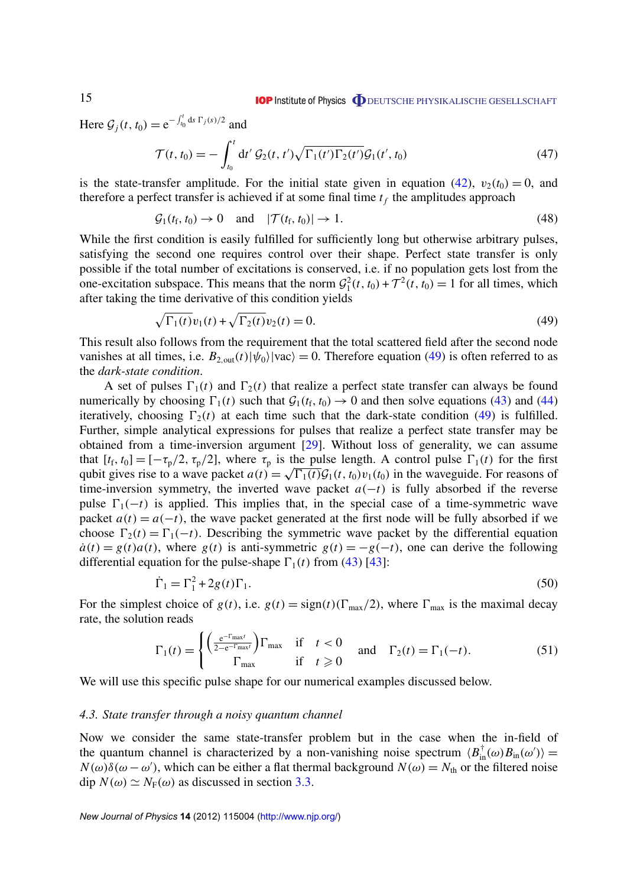Here $\mathcal{G}_j(t,t_0) = \mathrm{e}^{-\int_{t_0}^{t} \mathrm{d}s\, \Gamma_j(s)/2}$ and

$$\mathcal{T}(t,t_0) = -\int_{t_0}^{t} \mathrm{d}t'\, \mathcal{G}_2(t,t')\sqrt{\Gamma_1(t')\Gamma_2(t')}\,\mathcal{G}_1(t',t_0) \tag{47}$$

is the state-transfer amplitude. For the initial state given in equation (42), $v_2(t_0) = 0$, and therefore a perfect transfer is achieved if at some final time $t_f$ the amplitudes approach

$$\mathcal{G}_1(t_\mathrm{f},t_0) \to 0 \quad \text{and} \quad |\mathcal{T}(t_\mathrm{f},t_0)| \to 1. \tag{48}$$

While the first condition is easily fulfilled for sufficiently long but otherwise arbitrary pulses, satisfying the second one requires control over their shape. Perfect state transfer is only possible if the total number of excitations is conserved, i.e. if no population gets lost from the one-excitation subspace. This means that the norm $\mathcal{G}_1^2(t,t_0) + \mathcal{T}^2(t,t_0) = 1$ for all times, which after taking the time derivative of this condition yields

$$\sqrt{\Gamma_1(t)}v_1(t) + \sqrt{\Gamma_2(t)}v_2(t) = 0. \tag{49}$$

This result also follows from the requirement that the total scattered field after the second node vanishes at all times, i.e. $B_{2,\mathrm{out}}(t)|\psi_0\rangle|\mathrm{vac}\rangle = 0$. Therefore equation (49) is often referred to as the *dark-state condition*.

A set of pulses $\Gamma_1(t)$ and $\Gamma_2(t)$ that realize a perfect state transfer can always be found numerically by choosing $\Gamma_1(t)$ such that $\mathcal{G}_1(t_\mathrm{f},t_0) \to 0$ and then solve equations (43) and (44) iteratively, choosing $\Gamma_2(t)$ at each time such that the dark-state condition (49) is fulfilled. Further, simple analytical expressions for pulses that realize a perfect state transfer may be obtained from a time-inversion argument [29]. Without loss of generality, we can assume that $[t_\mathrm{f},t_0] = [-\tau_\mathrm{p}/2, \tau_\mathrm{p}/2]$, where $\tau_\mathrm{p}$ is the pulse length. A control pulse $\Gamma_1(t)$ for the first qubit gives rise to a wave packet $a(t) = \sqrt{\Gamma_1(t)}\mathcal{G}_1(t,t_0)v_1(t_0)$ in the waveguide. For reasons of time-inversion symmetry, the inverted wave packet $a(-t)$ is fully absorbed if the reverse pulse $\Gamma_1(-t)$ is applied. This implies that, in the special case of a time-symmetric wave packet $a(t) = a(-t)$, the wave packet generated at the first node will be fully absorbed if we choose $\Gamma_2(t) = \Gamma_1(-t)$. Describing the symmetric wave packet by the differential equation $\dot{a}(t) = g(t)a(t)$, where $g(t)$ is anti-symmetric $g(t) = -g(-t)$, one can derive the following differential equation for the pulse-shape $\Gamma_1(t)$ from (43) [43]:

$$\dot{\Gamma}_1 = \Gamma_1^2 + 2g(t)\Gamma_1. \tag{50}$$

For the simplest choice of $g(t)$, i.e. $g(t) = \mathrm{sign}(t)(\Gamma_\mathrm{max}/2)$, where $\Gamma_\mathrm{max}$ is the maximal decay rate, the solution reads

$$\Gamma_1(t) = \begin{cases} \left(\frac{\mathrm{e}^{-\Gamma_\mathrm{max}t}}{2-\mathrm{e}^{-\Gamma_\mathrm{max}t}}\right)\Gamma_\mathrm{max} & \text{if} \quad t<0 \\ \Gamma_\mathrm{max} & \text{if} \quad t \geqslant 0 \end{cases} \quad \text{and} \quad \Gamma_2(t) = \Gamma_1(-t). \tag{51}$$

We will use this specific pulse shape for our numerical examples discussed below.

### *4.3. State transfer through a noisy quantum channel*

Now we consider the same state-transfer problem but in the case when the in-field of the quantum channel is characterized by a non-vanishing noise spectrum $\langle B_\mathrm{in}^\dagger(\omega)B_\mathrm{in}(\omega')\rangle = N(\omega)\delta(\omega-\omega')$, which can be either a flat thermal background $N(\omega) = N_\mathrm{th}$ or the filtered noise dip $N(\omega) \simeq N_\mathrm{F}(\omega)$ as discussed in section 3.3.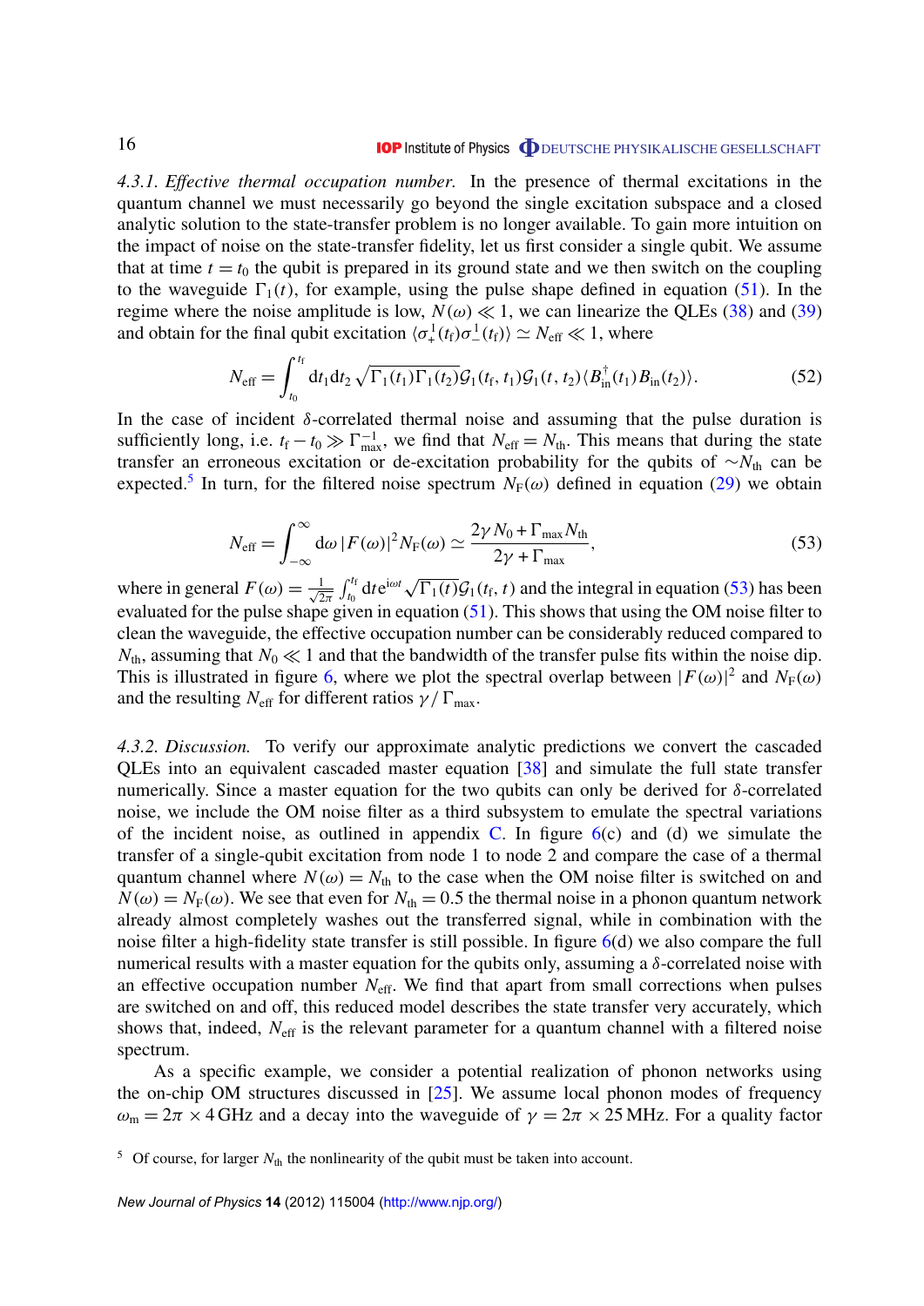*4.3.1. Effective thermal occupation number.* In the presence of thermal excitations in the quantum channel we must necessarily go beyond the single excitation subspace and a closed analytic solution to the state-transfer problem is no longer available. To gain more intuition on the impact of noise on the state-transfer fidelity, let us first consider a single qubit. We assume that at time $t = t_0$ the qubit is prepared in its ground state and we then switch on the coupling to the waveguide $\Gamma_1(t)$, for example, using the pulse shape defined in equation (51). In the regime where the noise amplitude is low, $N(\omega) \ll 1$, we can linearize the QLEs (38) and (39) and obtain for the final qubit excitation $\langle \sigma_+^1(t_f)\sigma_-^1(t_f)\rangle \simeq N_{\rm eff} \ll 1$, where

$$N_{\rm eff} = \int_{t_0}^{t_f} {\rm d}t_1 {\rm d}t_2 \sqrt{\Gamma_1(t_1)\Gamma_1(t_2)}\mathcal{G}_1(t_f, t_1)\mathcal{G}_1(t, t_2)\langle B_{\rm in}^\dagger(t_1) B_{\rm in}(t_2)\rangle. \tag{52}$$

In the case of incident $\delta$-correlated thermal noise and assuming that the pulse duration is sufficiently long, i.e. $t_f - t_0 \gg \Gamma_{\rm max}^{-1}$, we find that $N_{\rm eff} = N_{\rm th}$. This means that during the state transfer an erroneous excitation or de-excitation probability for the qubits of $\sim N_{\rm th}$ can be expected.[5] In turn, for the filtered noise spectrum $N_F(\omega)$ defined in equation (29) we obtain

$$N_{\rm eff} = \int_{-\infty}^{\infty} {\rm d}\omega\, |F(\omega)|^2 N_F(\omega) \simeq \frac{2\gamma N_0 + \Gamma_{\rm max} N_{\rm th}}{2\gamma + \Gamma_{\rm max}}, \tag{53}$$

where in general $F(\omega) = \frac{1}{\sqrt{2\pi}} \int_{t_0}^{t_f} {\rm d}t {\rm e}^{{\rm i}\omega t} \sqrt{\Gamma_1(t)}\mathcal{G}_1(t_f, t)$ and the integral in equation (53) has been evaluated for the pulse shape given in equation (51). This shows that using the OM noise filter to clean the waveguide, the effective occupation number can be considerably reduced compared to $N_{\rm th}$, assuming that $N_0 \ll 1$ and that the bandwidth of the transfer pulse fits within the noise dip. This is illustrated in figure 6, where we plot the spectral overlap between $|F(\omega)|^2$ and $N_F(\omega)$ and the resulting $N_{\rm eff}$ for different ratios $\gamma/\Gamma_{\rm max}$.

*4.3.2. Discussion.* To verify our approximate analytic predictions we convert the cascaded QLEs into an equivalent cascaded master equation [38] and simulate the full state transfer numerically. Since a master equation for the two qubits can only be derived for $\delta$-correlated noise, we include the OM noise filter as a third subsystem to emulate the spectral variations of the incident noise, as outlined in appendix C. In figure 6(c) and (d) we simulate the transfer of a single-qubit excitation from node 1 to node 2 and compare the case of a thermal quantum channel where $N(\omega) = N_{\rm th}$ to the case when the OM noise filter is switched on and $N(\omega) = N_F(\omega)$. We see that even for $N_{\rm th} = 0.5$ the thermal noise in a phonon quantum network already almost completely washes out the transferred signal, while in combination with the noise filter a high-fidelity state transfer is still possible. In figure 6(d) we also compare the full numerical results with a master equation for the qubits only, assuming a $\delta$-correlated noise with an effective occupation number $N_{\rm eff}$. We find that apart from small corrections when pulses are switched on and off, this reduced model describes the state transfer very accurately, which shows that, indeed, $N_{\rm eff}$ is the relevant parameter for a quantum channel with a filtered noise spectrum.

As a specific example, we consider a potential realization of phonon networks using the on-chip OM structures discussed in [25]. We assume local phonon modes of frequency $\omega_m = 2\pi \times 4\,$GHz and a decay into the waveguide of $\gamma = 2\pi \times 25\,$MHz. For a quality factor

[5] Of course, for larger $N_{\rm th}$ the nonlinearity of the qubit must be taken into account.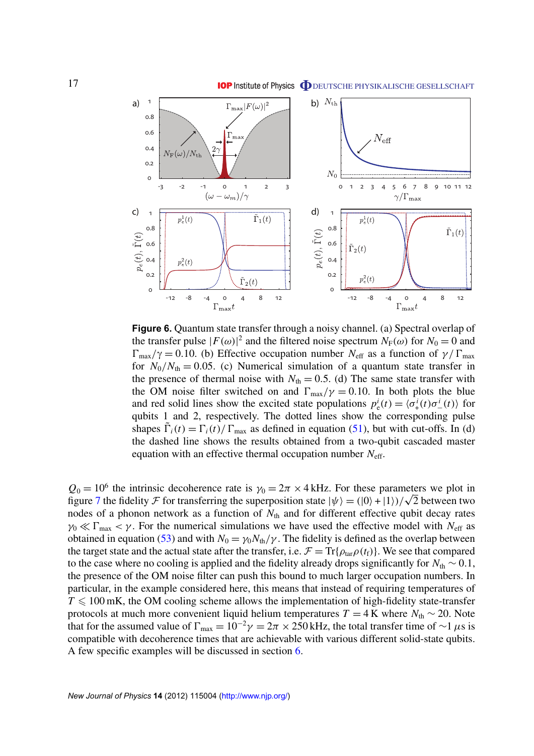**Figure 6.** Quantum state transfer through a noisy channel. (a) Spectral overlap of the transfer pulse $|F(\omega)|^2$ and the filtered noise spectrum $N_F(\omega)$ for $N_0 = 0$ and $\Gamma_{\rm max}/\gamma = 0.10$. (b) Effective occupation number $N_{\rm eff}$ as a function of $\gamma/\Gamma_{\rm max}$ for $N_0/N_{\rm th} = 0.05$. (c) Numerical simulation of a quantum state transfer in the presence of thermal noise with $N_{\rm th} = 0.5$. (d) The same state transfer with the OM noise filter switched on and $\Gamma_{\rm max}/\gamma = 0.10$. In both plots the blue and red solid lines show the excited state populations $p_e^i(t) = \langle \sigma_+^i(t)\sigma_-^i(t)\rangle$ for qubits 1 and 2, respectively. The dotted lines show the corresponding pulse shapes $\tilde{\Gamma}_i(t) = \Gamma_i(t)/\Gamma_{\rm max}$ as defined in equation (51), but with cut-offs. In (d) the dashed line shows the results obtained from a two-qubit cascaded master equation with an effective thermal occupation number $N_{\rm eff}$.

$Q_0 = 10^6$ the intrinsic decoherence rate is $\gamma_0 = 2\pi \times 4\,\text{kHz}$. For these parameters we plot in figure 7 the fidelity $\mathcal{F}$ for transferring the superposition state $|\psi\rangle = (|0\rangle + |1\rangle)/\sqrt{2}$ between two nodes of a phonon network as a function of $N_{\rm th}$ and for different effective qubit decay rates $\gamma_0 \ll \Gamma_{\rm max} < \gamma$. For the numerical simulations we have used the effective model with $N_{\rm eff}$ as obtained in equation (53) and with $N_0 = \gamma_0 N_{\rm th}/\gamma$. The fidelity is defined as the overlap between the target state and the actual state after the transfer, i.e. $\mathcal{F} = \text{Tr}\{\rho_{\rm tar}\rho(t_f)\}$. We see that compared to the case where no cooling is applied and the fidelity already drops significantly for $N_{\rm th} \sim 0.1$, the presence of the OM noise filter can push this bound to much larger occupation numbers. In particular, in the example considered here, this means that instead of requiring temperatures of $T \leqslant 100\,\text{mK}$, the OM cooling scheme allows the implementation of high-fidelity state-transfer protocols at much more convenient liquid helium temperatures $T = 4\,\text{K}$ where $N_{\rm th} \sim 20$. Note that for the assumed value of $\Gamma_{\rm max} = 10^{-2}\gamma = 2\pi \times 250\,\text{kHz}$, the total transfer time of $\sim 1\,\mu\text{s}$ is compatible with decoherence times that are achievable with various different solid-state qubits. A few specific examples will be discussed in section 6.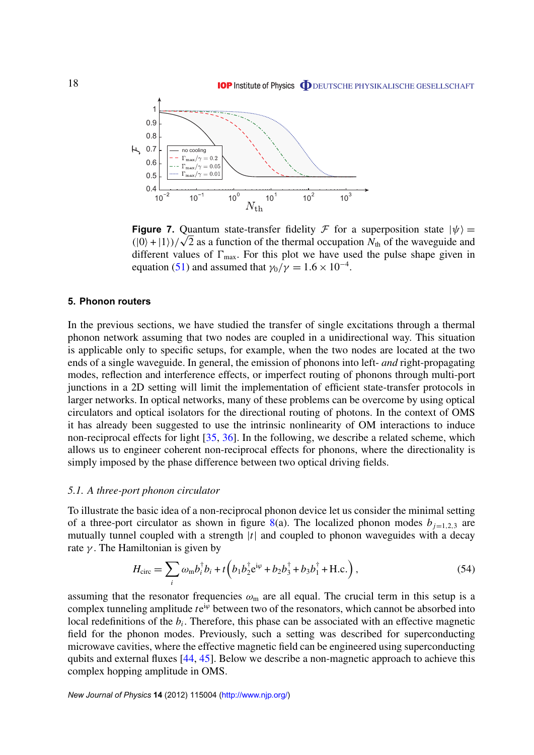**Figure 7.** Quantum state-transfer fidelity $\mathcal{F}$ for a superposition state $|\psi\rangle = (|0\rangle + |1\rangle)/\sqrt{2}$ as a function of the thermal occupation $N_{\rm th}$ of the waveguide and different values of $\Gamma_{\rm max}$. For this plot we have used the pulse shape given in equation (51) and assumed that $\gamma_0/\gamma = 1.6 \times 10^{-4}$.

## 5. Phonon routers

In the previous sections, we have studied the transfer of single excitations through a thermal phonon network assuming that two nodes are coupled in a unidirectional way. This situation is applicable only to specific setups, for example, when the two nodes are located at the two ends of a single waveguide. In general, the emission of phonons into left- *and* right-propagating modes, reflection and interference effects, or imperfect routing of phonons through multi-port junctions in a 2D setting will limit the implementation of efficient state-transfer protocols in larger networks. In optical networks, many of these problems can be overcome by using optical circulators and optical isolators for the directional routing of photons. In the context of OMS it has already been suggested to use the intrinsic nonlinearity of OM interactions to induce non-reciprocal effects for light [35, 36]. In the following, we describe a related scheme, which allows us to engineer coherent non-reciprocal effects for phonons, where the directionality is simply imposed by the phase difference between two optical driving fields.

### *5.1. A three-port phonon circulator*

To illustrate the basic idea of a non-reciprocal phonon device let us consider the minimal setting of a three-port circulator as shown in figure 8(a). The localized phonon modes $b_{j=1,2,3}$ are mutually tunnel coupled with a strength $|t|$ and coupled to phonon waveguides with a decay rate $\gamma$. The Hamiltonian is given by

$$H_{\rm circ} = \sum_i \omega_{\rm m} b_i^\dagger b_i + t\left(b_1 b_2^\dagger e^{i\varphi} + b_2 b_3^\dagger + b_3 b_1^\dagger + {\rm H.c.}\right), \tag{54}$$

assuming that the resonator frequencies $\omega_{\rm m}$ are all equal. The crucial term in this setup is a complex tunneling amplitude $te^{i\varphi}$ between two of the resonators, which cannot be absorbed into local redefinitions of the $b_i$. Therefore, this phase can be associated with an effective magnetic field for the phonon modes. Previously, such a setting was described for superconducting microwave cavities, where the effective magnetic field can be engineered using superconducting qubits and external fluxes [44, 45]. Below we describe a non-magnetic approach to achieve this complex hopping amplitude in OMS.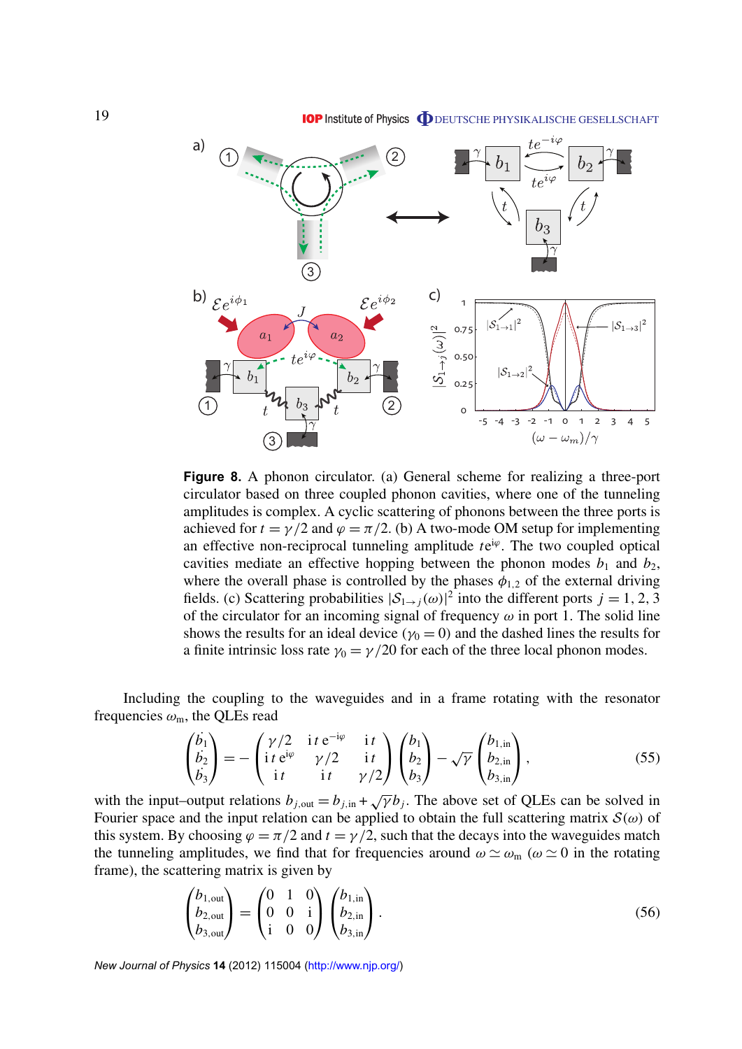**Figure 8.** A phonon circulator. (a) General scheme for realizing a three-port circulator based on three coupled phonon cavities, where one of the tunneling amplitudes is complex. A cyclic scattering of phonons between the three ports is achieved for $t = \gamma/2$ and $\varphi = \pi/2$. (b) A two-mode OM setup for implementing an effective non-reciprocal tunneling amplitude $t\mathrm{e}^{\mathrm{i}\varphi}$. The two coupled optical cavities mediate an effective hopping between the phonon modes $b_1$ and $b_2$, where the overall phase is controlled by the phases $\phi_{1,2}$ of the external driving fields. (c) Scattering probabilities $|\mathcal{S}_{1\to j}(\omega)|^2$ into the different ports $j = 1, 2, 3$ of the circulator for an incoming signal of frequency $\omega$ in port 1. The solid line shows the results for an ideal device ($\gamma_0 = 0$) and the dashed lines the results for a finite intrinsic loss rate $\gamma_0 = \gamma/20$ for each of the three local phonon modes.

Including the coupling to the waveguides and in a frame rotating with the resonator frequencies $\omega_\mathrm{m}$, the QLEs read

$$\begin{pmatrix} \dot{b}_1 \\ \dot{b}_2 \\ \dot{b}_3 \end{pmatrix} = -\begin{pmatrix} \gamma/2 & \mathrm{i}\,t\,\mathrm{e}^{-\mathrm{i}\varphi} & \mathrm{i}\,t \\ \mathrm{i}\,t\,\mathrm{e}^{\mathrm{i}\varphi} & \gamma/2 & \mathrm{i}\,t \\ \mathrm{i}\,t & \mathrm{i}\,t & \gamma/2 \end{pmatrix} \begin{pmatrix} b_1 \\ b_2 \\ b_3 \end{pmatrix} - \sqrt{\gamma} \begin{pmatrix} b_{1,\mathrm{in}} \\ b_{2,\mathrm{in}} \\ b_{3,\mathrm{in}} \end{pmatrix}, \tag{55}$$

with the input–output relations $b_{j,\mathrm{out}} = b_{j,\mathrm{in}} + \sqrt{\gamma} b_j$. The above set of QLEs can be solved in Fourier space and the input relation can be applied to obtain the full scattering matrix $\mathcal{S}(\omega)$ of this system. By choosing $\varphi = \pi/2$ and $t = \gamma/2$, such that the decays into the waveguides match the tunneling amplitudes, we find that for frequencies around $\omega \simeq \omega_\mathrm{m}$ ($\omega \simeq 0$ in the rotating frame), the scattering matrix is given by

$$\begin{pmatrix} b_{1,\mathrm{out}} \\ b_{2,\mathrm{out}} \\ b_{3,\mathrm{out}} \end{pmatrix} = \begin{pmatrix} 0 & 1 & 0 \\ 0 & 0 & \mathrm{i} \\ \mathrm{i} & 0 & 0 \end{pmatrix} \begin{pmatrix} b_{1,\mathrm{in}} \\ b_{2,\mathrm{in}} \\ b_{3,\mathrm{in}} \end{pmatrix}. \tag{56}$$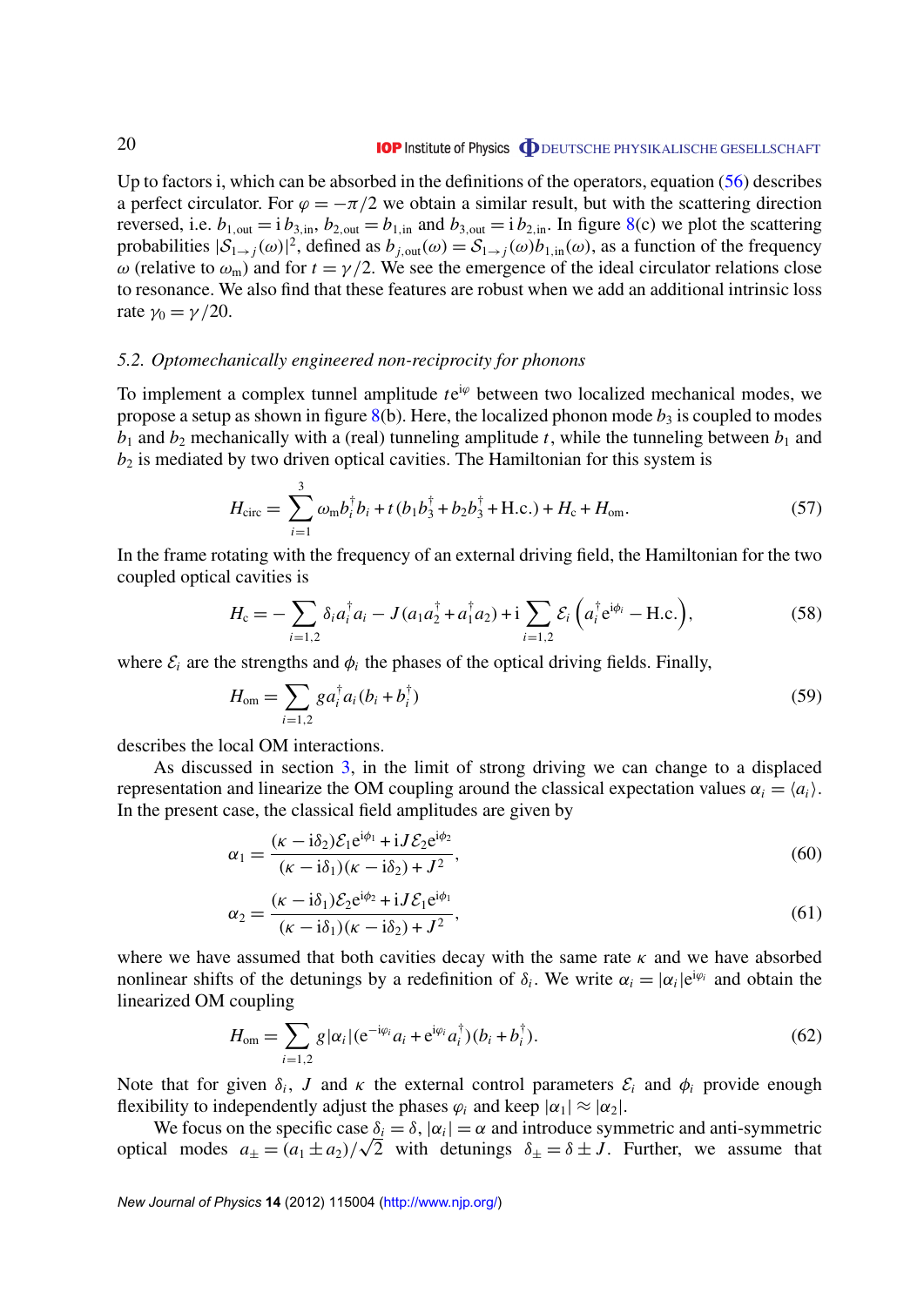Up to factors i, which can be absorbed in the definitions of the operators, equation (56) describes a perfect circulator. For $\varphi = -\pi/2$ we obtain a similar result, but with the scattering direction reversed, i.e. $b_{1,\text{out}} = \mathrm{i}\, b_{3,\text{in}}$, $b_{2,\text{out}} = b_{1,\text{in}}$ and $b_{3,\text{out}} = \mathrm{i}\, b_{2,\text{in}}$. In figure 8(c) we plot the scattering probabilities $|\mathcal{S}_{1\to j}(\omega)|^2$, defined as $b_{j,\text{out}}(\omega) = \mathcal{S}_{1\to j}(\omega) b_{1,\text{in}}(\omega)$, as a function of the frequency $\omega$ (relative to $\omega_\text{m}$) and for $t = \gamma/2$. We see the emergence of the ideal circulator relations close to resonance. We also find that these features are robust when we add an additional intrinsic loss rate $\gamma_0 = \gamma/20$.

### *5.2. Optomechanically engineered non-reciprocity for phonons*

To implement a complex tunnel amplitude $t\mathrm{e}^{\mathrm{i}\varphi}$ between two localized mechanical modes, we propose a setup as shown in figure 8(b). Here, the localized phonon mode $b_3$ is coupled to modes $b_1$ and $b_2$ mechanically with a (real) tunneling amplitude $t$, while the tunneling between $b_1$ and $b_2$ is mediated by two driven optical cavities. The Hamiltonian for this system is

$$H_\text{circ} = \sum_{i=1}^{3} \omega_\text{m} b_i^\dagger b_i + t\,(b_1 b_3^\dagger + b_2 b_3^\dagger + \text{H.c.}) + H_\text{c} + H_\text{om}. \tag{57}$$

In the frame rotating with the frequency of an external driving field, the Hamiltonian for the two coupled optical cavities is

$$H_\text{c} = -\sum_{i=1,2} \delta_i a_i^\dagger a_i - J\,(a_1 a_2^\dagger + a_1^\dagger a_2) + \mathrm{i} \sum_{i=1,2} \mathcal{E}_i \left( a_i^\dagger \mathrm{e}^{\mathrm{i}\phi_i} - \text{H.c.} \right), \tag{58}$$

where $\mathcal{E}_i$ are the strengths and $\phi_i$ the phases of the optical driving fields. Finally,

$$H_\text{om} = \sum_{i=1,2} g a_i^\dagger a_i (b_i + b_i^\dagger) \tag{59}$$

describes the local OM interactions.

As discussed in section 3, in the limit of strong driving we can change to a displaced representation and linearize the OM coupling around the classical expectation values $\alpha_i = \langle a_i \rangle$. In the present case, the classical field amplitudes are given by

$$\alpha_1 = \frac{(\kappa - \mathrm{i}\delta_2)\mathcal{E}_1 \mathrm{e}^{\mathrm{i}\phi_1} + \mathrm{i} J \mathcal{E}_2 \mathrm{e}^{\mathrm{i}\phi_2}}{(\kappa - \mathrm{i}\delta_1)(\kappa - \mathrm{i}\delta_2) + J^2}, \tag{60}$$

$$\alpha_2 = \frac{(\kappa - \mathrm{i}\delta_1)\mathcal{E}_2 \mathrm{e}^{\mathrm{i}\phi_2} + \mathrm{i} J \mathcal{E}_1 \mathrm{e}^{\mathrm{i}\phi_1}}{(\kappa - \mathrm{i}\delta_1)(\kappa - \mathrm{i}\delta_2) + J^2}, \tag{61}$$

where we have assumed that both cavities decay with the same rate $\kappa$ and we have absorbed nonlinear shifts of the detunings by a redefinition of $\delta_i$. We write $\alpha_i = |\alpha_i| \mathrm{e}^{\mathrm{i}\varphi_i}$ and obtain the linearized OM coupling

$$H_\text{om} = \sum_{i=1,2} g|\alpha_i| (\mathrm{e}^{-\mathrm{i}\varphi_i} a_i + \mathrm{e}^{\mathrm{i}\varphi_i} a_i^\dagger)(b_i + b_i^\dagger). \tag{62}$$

Note that for given $\delta_i$, $J$ and $\kappa$ the external control parameters $\mathcal{E}_i$ and $\phi_i$ provide enough flexibility to independently adjust the phases $\varphi_i$ and keep $|\alpha_1| \approx |\alpha_2|$.

We focus on the specific case $\delta_i = \delta$, $|\alpha_i| = \alpha$ and introduce symmetric and anti-symmetric optical modes $a_\pm = (a_1 \pm a_2)/\sqrt{2}$ with detunings $\delta_\pm = \delta \pm J$. Further, we assume that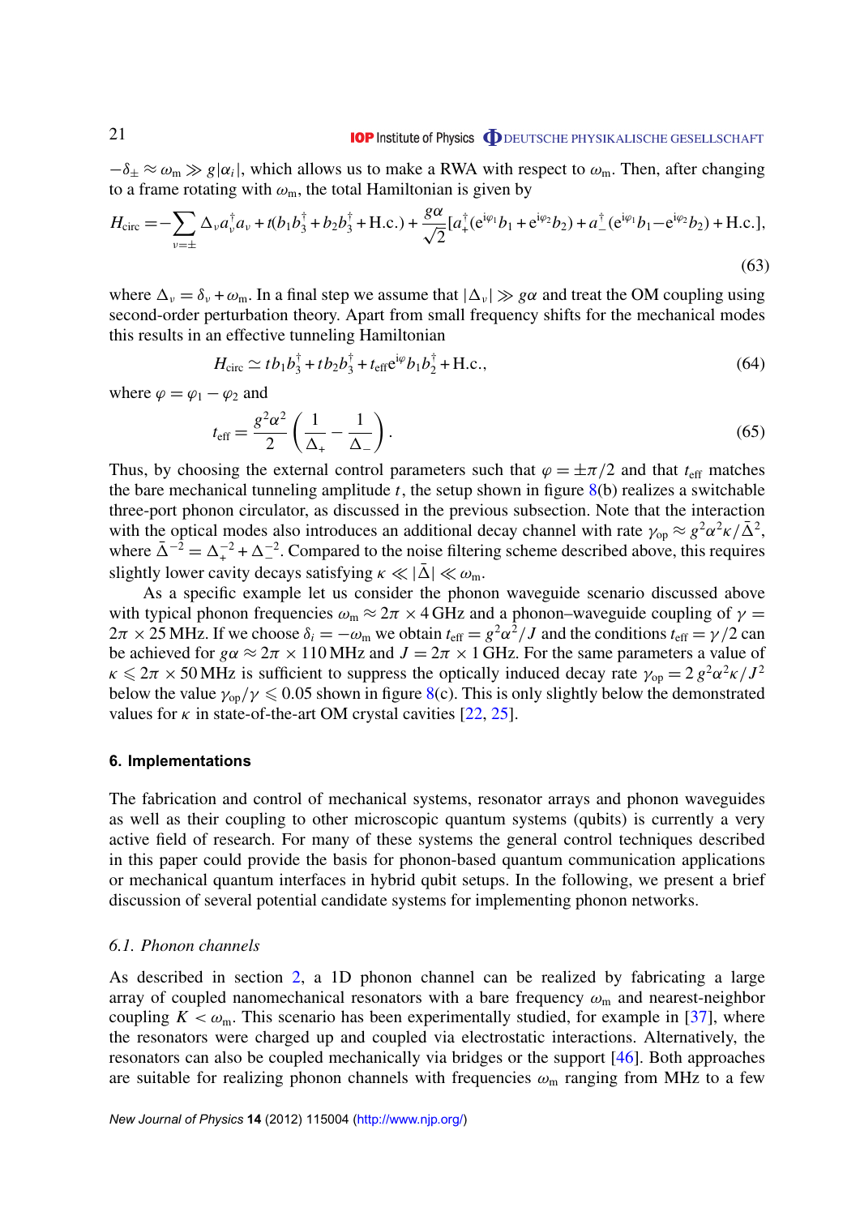$-\delta_\pm \approx \omega_\mathrm{m} \gg g|\alpha_i|$, which allows us to make a RWA with respect to $\omega_\mathrm{m}$. Then, after changing to a frame rotating with $\omega_\mathrm{m}$, the total Hamiltonian is given by

$$H_\mathrm{circ} = -\sum_{\nu=\pm} \Delta_\nu a_\nu^\dagger a_\nu + t(b_1 b_3^\dagger + b_2 b_3^\dagger + \mathrm{H.c.}) + \frac{g\alpha}{\sqrt{2}}[a_+^\dagger(\mathrm{e}^{\mathrm{i}\varphi_1} b_1 + \mathrm{e}^{\mathrm{i}\varphi_2} b_2) + a_-^\dagger(\mathrm{e}^{\mathrm{i}\varphi_1} b_1 - \mathrm{e}^{\mathrm{i}\varphi_2} b_2) + \mathrm{H.c.}], \tag{63}$$

where $\Delta_\nu = \delta_\nu + \omega_\mathrm{m}$. In a final step we assume that $|\Delta_\nu| \gg g\alpha$ and treat the OM coupling using second-order perturbation theory. Apart from small frequency shifts for the mechanical modes this results in an effective tunneling Hamiltonian

$$H_\mathrm{circ} \simeq t b_1 b_3^\dagger + t b_2 b_3^\dagger + t_\mathrm{eff} \mathrm{e}^{\mathrm{i}\varphi} b_1 b_2^\dagger + \mathrm{H.c.}, \tag{64}$$

where $\varphi = \varphi_1 - \varphi_2$ and

$$t_\mathrm{eff} = \frac{g^2\alpha^2}{2}\left(\frac{1}{\Delta_+} - \frac{1}{\Delta_-}\right). \tag{65}$$

Thus, by choosing the external control parameters such that $\varphi = \pm\pi/2$ and that $t_\mathrm{eff}$ matches the bare mechanical tunneling amplitude $t$, the setup shown in figure 8(b) realizes a switchable three-port phonon circulator, as discussed in the previous subsection. Note that the interaction with the optical modes also introduces an additional decay channel with rate $\gamma_\mathrm{op} \approx g^2\alpha^2\kappa/\bar{\Delta}^2$, where $\bar{\Delta}^{-2} = \Delta_+^{-2} + \Delta_-^{-2}$. Compared to the noise filtering scheme described above, this requires slightly lower cavity decays satisfying $\kappa \ll |\bar{\Delta}| \ll \omega_\mathrm{m}$.

As a specific example let us consider the phonon waveguide scenario discussed above with typical phonon frequencies $\omega_\mathrm{m} \approx 2\pi \times 4\,\mathrm{GHz}$ and a phonon–waveguide coupling of $\gamma = 2\pi \times 25\,\mathrm{MHz}$. If we choose $\delta_i = -\omega_\mathrm{m}$ we obtain $t_\mathrm{eff} = g^2\alpha^2/J$ and the conditions $t_\mathrm{eff} = \gamma/2$ can be achieved for $g\alpha \approx 2\pi \times 110\,\mathrm{MHz}$ and $J = 2\pi \times 1\,\mathrm{GHz}$. For the same parameters a value of $\kappa \leqslant 2\pi \times 50\,\mathrm{MHz}$ is sufficient to suppress the optically induced decay rate $\gamma_\mathrm{op} = 2\,g^2\alpha^2\kappa/J^2$ below the value $\gamma_\mathrm{op}/\gamma \leqslant 0.05$ shown in figure 8(c). This is only slightly below the demonstrated values for $\kappa$ in state-of-the-art OM crystal cavities [22, 25].

## 6. Implementations

The fabrication and control of mechanical systems, resonator arrays and phonon waveguides as well as their coupling to other microscopic quantum systems (qubits) is currently a very active field of research. For many of these systems the general control techniques described in this paper could provide the basis for phonon-based quantum communication applications or mechanical quantum interfaces in hybrid qubit setups. In the following, we present a brief discussion of several potential candidate systems for implementing phonon networks.

### *6.1. Phonon channels*

As described in section 2, a 1D phonon channel can be realized by fabricating a large array of coupled nanomechanical resonators with a bare frequency $\omega_\mathrm{m}$ and nearest-neighbor coupling $K < \omega_\mathrm{m}$. This scenario has been experimentally studied, for example in [37], where the resonators were charged up and coupled via electrostatic interactions. Alternatively, the resonators can also be coupled mechanically via bridges or the support [46]. Both approaches are suitable for realizing phonon channels with frequencies $\omega_\mathrm{m}$ ranging from MHz to a few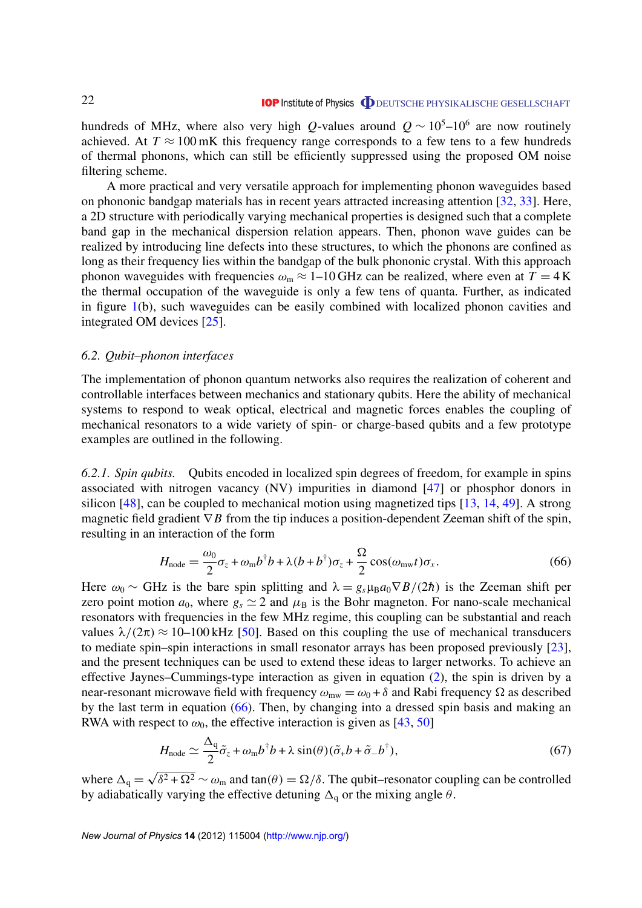hundreds of MHz, where also very high $Q$-values around $Q \sim 10^5$–$10^6$ are now routinely achieved. At $T \approx 100\,\mathrm{mK}$ this frequency range corresponds to a few tens to a few hundreds of thermal phonons, which can still be efficiently suppressed using the proposed OM noise filtering scheme.

A more practical and very versatile approach for implementing phonon waveguides based on phononic bandgap materials has in recent years attracted increasing attention [32, 33]. Here, a 2D structure with periodically varying mechanical properties is designed such that a complete band gap in the mechanical dispersion relation appears. Then, phonon wave guides can be realized by introducing line defects into these structures, to which the phonons are confined as long as their frequency lies within the bandgap of the bulk phononic crystal. With this approach phonon waveguides with frequencies $\omega_{\mathrm{m}} \approx 1$–$10\,\mathrm{GHz}$ can be realized, where even at $T = 4\,\mathrm{K}$ the thermal occupation of the waveguide is only a few tens of quanta. Further, as indicated in figure 1(b), such waveguides can be easily combined with localized phonon cavities and integrated OM devices [25].

### 6.2. Qubit–phonon interfaces

The implementation of phonon quantum networks also requires the realization of coherent and controllable interfaces between mechanics and stationary qubits. Here the ability of mechanical systems to respond to weak optical, electrical and magnetic forces enables the coupling of mechanical resonators to a wide variety of spin- or charge-based qubits and a few prototype examples are outlined in the following.

*6.2.1. Spin qubits.* Qubits encoded in localized spin degrees of freedom, for example in spins associated with nitrogen vacancy (NV) impurities in diamond [47] or phosphor donors in silicon [48], can be coupled to mechanical motion using magnetized tips [13, 14, 49]. A strong magnetic field gradient $\nabla B$ from the tip induces a position-dependent Zeeman shift of the spin, resulting in an interaction of the form

$$H_{\mathrm{node}} = \frac{\omega_0}{2}\sigma_z + \omega_{\mathrm{m}} b^\dagger b + \lambda(b + b^\dagger)\sigma_z + \frac{\Omega}{2}\cos(\omega_{\mathrm{mw}} t)\sigma_x. \tag{66}$$

Here $\omega_0 \sim$ GHz is the bare spin splitting and $\lambda = g_s \mu_{\mathrm{B}} a_0 \nabla B/(2\hbar)$ is the Zeeman shift per zero point motion $a_0$, where $g_s \simeq 2$ and $\mu_{\mathrm{B}}$ is the Bohr magneton. For nano-scale mechanical resonators with frequencies in the few MHz regime, this coupling can be substantial and reach values $\lambda/(2\pi) \approx 10$–$100\,\mathrm{kHz}$ [50]. Based on this coupling the use of mechanical transducers to mediate spin–spin interactions in small resonator arrays has been proposed previously [23], and the present techniques can be used to extend these ideas to larger networks. To achieve an effective Jaynes–Cummings-type interaction as given in equation (2), the spin is driven by a near-resonant microwave field with frequency $\omega_{\mathrm{mw}} = \omega_0 + \delta$ and Rabi frequency $\Omega$ as described by the last term in equation (66). Then, by changing into a dressed spin basis and making an RWA with respect to $\omega_0$, the effective interaction is given as [43, 50]

$$H_{\mathrm{node}} \simeq \frac{\Delta_{\mathrm{q}}}{2}\tilde{\sigma}_z + \omega_{\mathrm{m}} b^\dagger b + \lambda \sin(\theta)(\tilde{\sigma}_+ b + \tilde{\sigma}_- b^\dagger), \tag{67}$$

where $\Delta_{\mathrm{q}} = \sqrt{\delta^2 + \Omega^2} \sim \omega_{\mathrm{m}}$ and $\tan(\theta) = \Omega/\delta$. The qubit–resonator coupling can be controlled by adiabatically varying the effective detuning $\Delta_{\mathrm{q}}$ or the mixing angle $\theta$.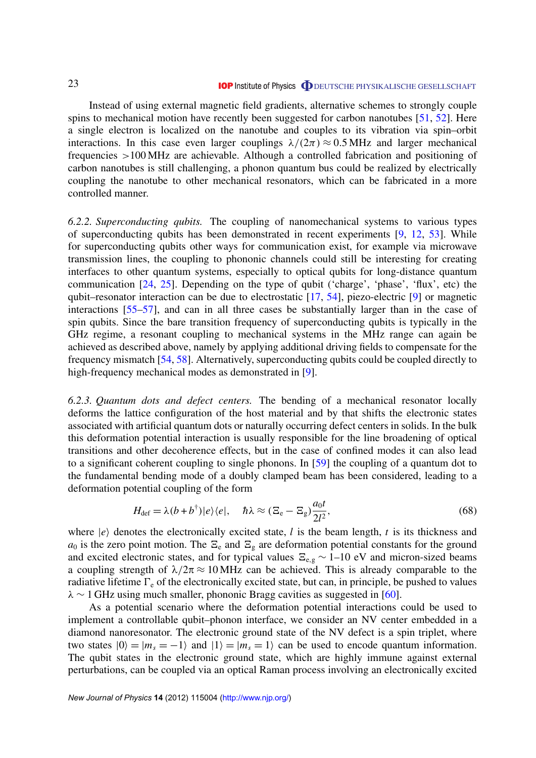Instead of using external magnetic field gradients, alternative schemes to strongly couple spins to mechanical motion have recently been suggested for carbon nanotubes [51, 52]. Here a single electron is localized on the nanotube and couples to its vibration via spin–orbit interactions. In this case even larger couplings $\lambda/(2\pi) \approx 0.5\,\text{MHz}$ and larger mechanical frequencies $>100\,\text{MHz}$ are achievable. Although a controlled fabrication and positioning of carbon nanotubes is still challenging, a phonon quantum bus could be realized by electrically coupling the nanotube to other mechanical resonators, which can be fabricated in a more controlled manner.

*6.2.2. Superconducting qubits.* The coupling of nanomechanical systems to various types of superconducting qubits has been demonstrated in recent experiments [9, 12, 53]. While for superconducting qubits other ways for communication exist, for example via microwave transmission lines, the coupling to phononic channels could still be interesting for creating interfaces to other quantum systems, especially to optical qubits for long-distance quantum communication [24, 25]. Depending on the type of qubit ('charge', 'phase', 'flux', etc) the qubit–resonator interaction can be due to electrostatic [17, 54], piezo-electric [9] or magnetic interactions [55–57], and can in all three cases be substantially larger than in the case of spin qubits. Since the bare transition frequency of superconducting qubits is typically in the GHz regime, a resonant coupling to mechanical systems in the MHz range can again be achieved as described above, namely by applying additional driving fields to compensate for the frequency mismatch [54, 58]. Alternatively, superconducting qubits could be coupled directly to high-frequency mechanical modes as demonstrated in [9].

*6.2.3. Quantum dots and defect centers.* The bending of a mechanical resonator locally deforms the lattice configuration of the host material and by that shifts the electronic states associated with artificial quantum dots or naturally occurring defect centers in solids. In the bulk this deformation potential interaction is usually responsible for the line broadening of optical transitions and other decoherence effects, but in the case of confined modes it can also lead to a significant coherent coupling to single phonons. In [59] the coupling of a quantum dot to the fundamental bending mode of a doubly clamped beam has been considered, leading to a deformation potential coupling of the form

$$H_{\text{def}} = \lambda(b + b^{\dagger})|e\rangle\langle e|, \quad \hbar\lambda \approx (\Xi_{\text{e}} - \Xi_{\text{g}})\frac{a_0 t}{2l^2}, \tag{68}$$

where $|e\rangle$ denotes the electronically excited state, $l$ is the beam length, $t$ is its thickness and $a_0$ is the zero point motion. The $\Xi_{\text{e}}$ and $\Xi_{\text{g}}$ are deformation potential constants for the ground and excited electronic states, and for typical values $\Xi_{\text{e,g}} \sim 1$–$10$ eV and micron-sized beams a coupling strength of $\lambda/2\pi \approx 10\,\text{MHz}$ can be achieved. This is already comparable to the radiative lifetime $\Gamma_{\text{e}}$ of the electronically excited state, but can, in principle, be pushed to values $\lambda \sim 1\,\text{GHz}$ using much smaller, phononic Bragg cavities as suggested in [60].

As a potential scenario where the deformation potential interactions could be used to implement a controllable qubit–phonon interface, we consider an NV center embedded in a diamond nanoresonator. The electronic ground state of the NV defect is a spin triplet, where two states $|0\rangle = |m_s = -1\rangle$ and $|1\rangle = |m_s = 1\rangle$ can be used to encode quantum information. The qubit states in the electronic ground state, which are highly immune against external perturbations, can be coupled via an optical Raman process involving an electronically excited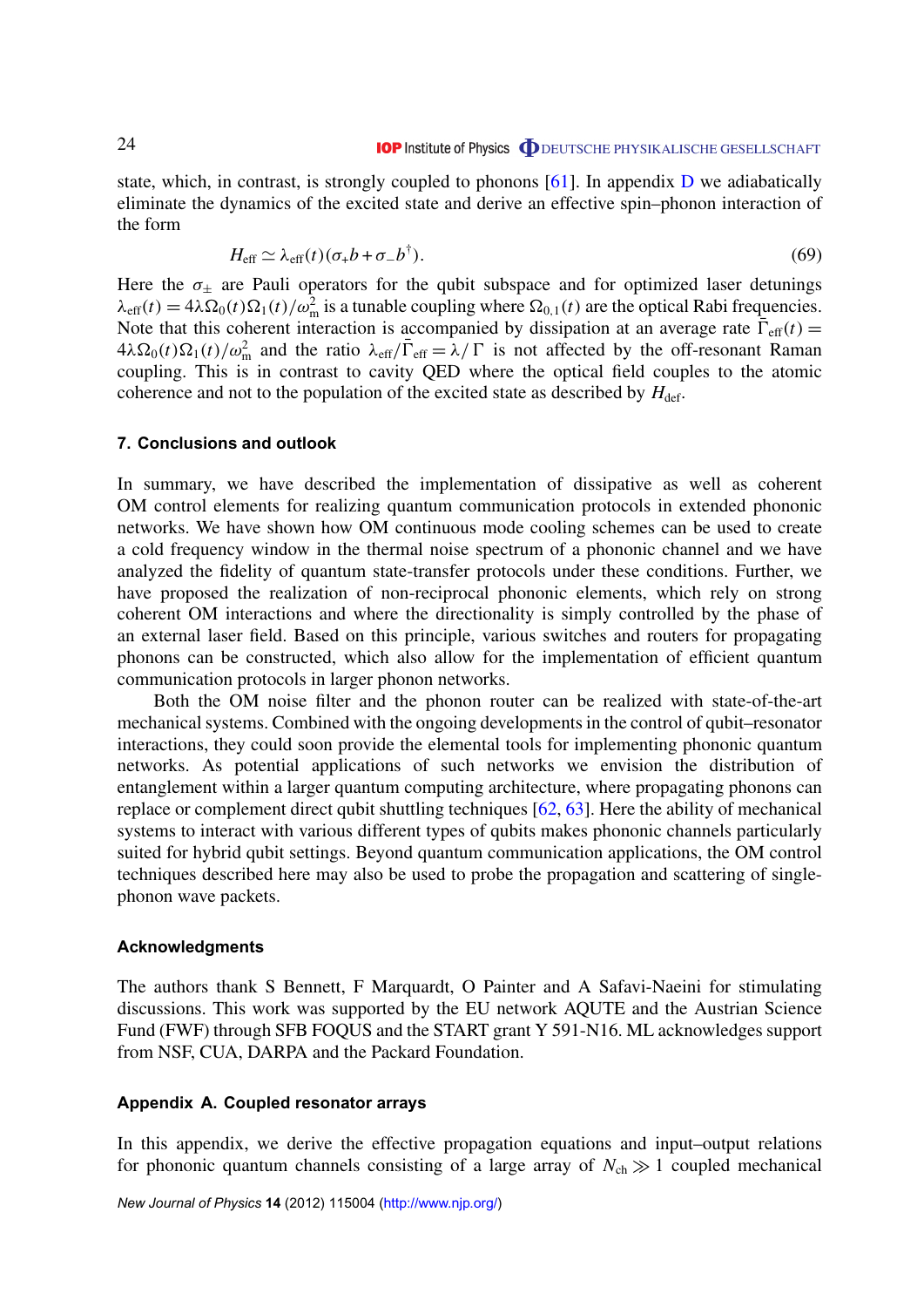state, which, in contrast, is strongly coupled to phonons [61]. In appendix D we adiabatically eliminate the dynamics of the excited state and derive an effective spin–phonon interaction of the form

$$H_{\rm eff} \simeq \lambda_{\rm eff}(t)(\sigma_+ b + \sigma_- b^\dagger). \tag{69}$$

Here the $\sigma_\pm$ are Pauli operators for the qubit subspace and for optimized laser detunings $\lambda_{\rm eff}(t) = 4\lambda\Omega_0(t)\Omega_1(t)/\omega_{\rm m}^2$ is a tunable coupling where $\Omega_{0,1}(t)$ are the optical Rabi frequencies. Note that this coherent interaction is accompanied by dissipation at an average rate $\bar{\Gamma}_{\rm eff}(t) = 4\lambda\Omega_0(t)\Omega_1(t)/\omega_{\rm m}^2$ and the ratio $\lambda_{\rm eff}/\bar{\Gamma}_{\rm eff} = \lambda/\Gamma$ is not affected by the off-resonant Raman coupling. This is in contrast to cavity QED where the optical field couples to the atomic coherence and not to the population of the excited state as described by $H_{\rm def}$.

## 7. Conclusions and outlook

In summary, we have described the implementation of dissipative as well as coherent OM control elements for realizing quantum communication protocols in extended phononic networks. We have shown how OM continuous mode cooling schemes can be used to create a cold frequency window in the thermal noise spectrum of a phononic channel and we have analyzed the fidelity of quantum state-transfer protocols under these conditions. Further, we have proposed the realization of non-reciprocal phononic elements, which rely on strong coherent OM interactions and where the directionality is simply controlled by the phase of an external laser field. Based on this principle, various switches and routers for propagating phonons can be constructed, which also allow for the implementation of efficient quantum communication protocols in larger phonon networks.

Both the OM noise filter and the phonon router can be realized with state-of-the-art mechanical systems. Combined with the ongoing developments in the control of qubit–resonator interactions, they could soon provide the elemental tools for implementing phononic quantum networks. As potential applications of such networks we envision the distribution of entanglement within a larger quantum computing architecture, where propagating phonons can replace or complement direct qubit shuttling techniques [62, 63]. Here the ability of mechanical systems to interact with various different types of qubits makes phononic channels particularly suited for hybrid qubit settings. Beyond quantum communication applications, the OM control techniques described here may also be used to probe the propagation and scattering of single-phonon wave packets.

### Acknowledgments

The authors thank S Bennett, F Marquardt, O Painter and A Safavi-Naeini for stimulating discussions. This work was supported by the EU network AQUTE and the Austrian Science Fund (FWF) through SFB FOQUS and the START grant Y 591-N16. ML acknowledges support from NSF, CUA, DARPA and the Packard Foundation.

### Appendix A. Coupled resonator arrays

In this appendix, we derive the effective propagation equations and input–output relations for phononic quantum channels consisting of a large array of $N_{\rm ch} \gg 1$ coupled mechanical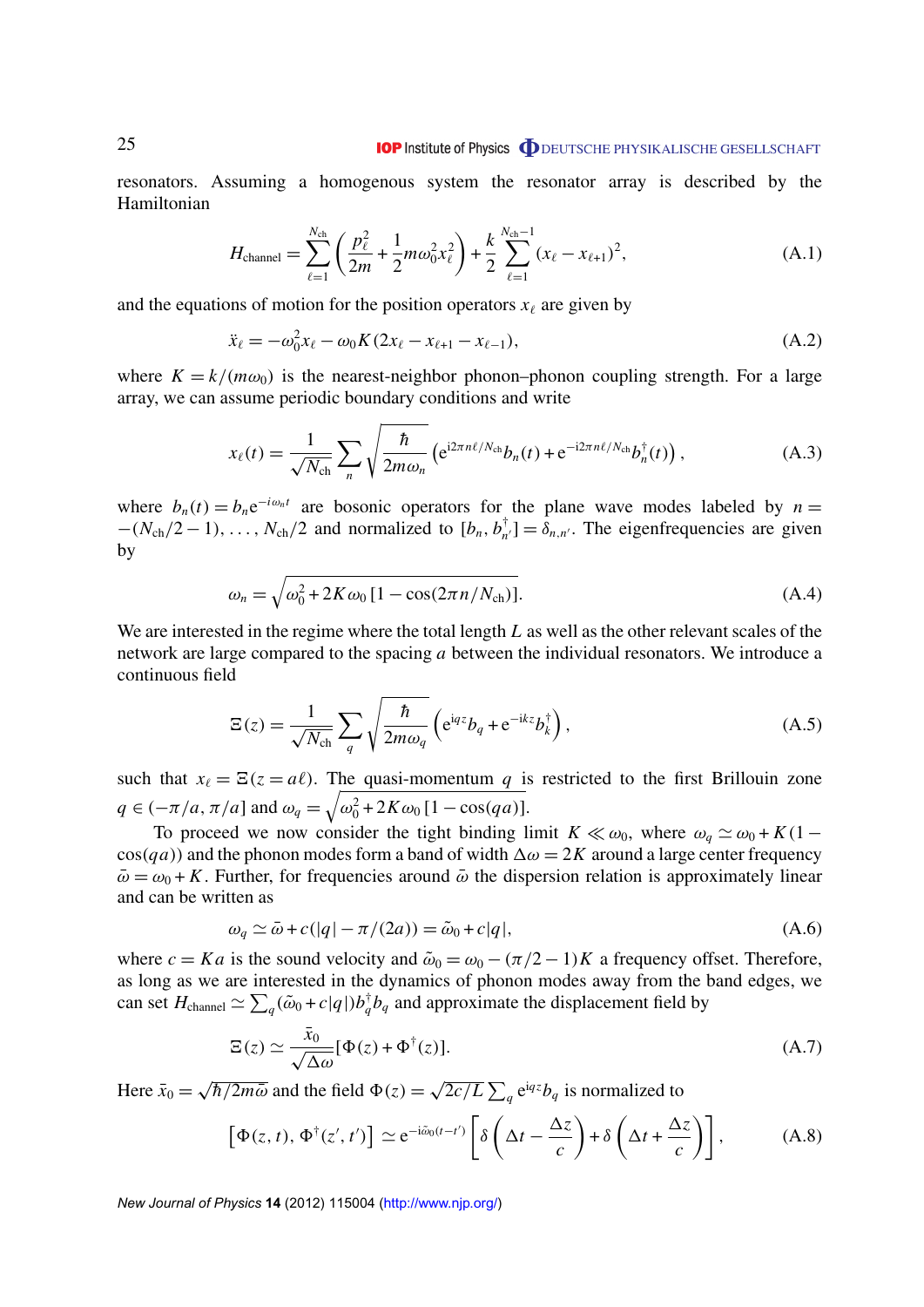resonators. Assuming a homogenous system the resonator array is described by the Hamiltonian

$$H_{\text{channel}} = \sum_{\ell=1}^{N_{\text{ch}}} \left( \frac{p_\ell^2}{2m} + \frac{1}{2} m\omega_0^2 x_\ell^2 \right) + \frac{k}{2} \sum_{\ell=1}^{N_{\text{ch}}-1} (x_\ell - x_{\ell+1})^2, \tag{A.1}$$

and the equations of motion for the position operators $x_\ell$ are given by

$$\ddot{x}_\ell = -\omega_0^2 x_\ell - \omega_0 K (2x_\ell - x_{\ell+1} - x_{\ell-1}), \tag{A.2}$$

where $K = k/(m\omega_0)$ is the nearest-neighbor phonon–phonon coupling strength. For a large array, we can assume periodic boundary conditions and write

$$x_\ell(t) = \frac{1}{\sqrt{N_{\text{ch}}}} \sum_n \sqrt{\frac{\hbar}{2m\omega_n}} \left( \mathrm{e}^{\mathrm{i}2\pi n\ell/N_{\text{ch}}} b_n(t) + \mathrm{e}^{-\mathrm{i}2\pi n\ell/N_{\text{ch}}} b_n^\dagger(t) \right), \tag{A.3}$$

where $b_n(t) = b_n \mathrm{e}^{-i\omega_n t}$ are bosonic operators for the plane wave modes labeled by $n = -(N_{\text{ch}}/2 - 1), \ldots, N_{\text{ch}}/2$ and normalized to $[b_n, b_{n'}^\dagger] = \delta_{n,n'}$. The eigenfrequencies are given by

$$\omega_n = \sqrt{\omega_0^2 + 2K\omega_0 \left[1 - \cos(2\pi n/N_{\text{ch}})\right]}. \tag{A.4}$$

We are interested in the regime where the total length $L$ as well as the other relevant scales of the network are large compared to the spacing $a$ between the individual resonators. We introduce a continuous field

$$\Xi(z) = \frac{1}{\sqrt{N_{\text{ch}}}} \sum_q \sqrt{\frac{\hbar}{2m\omega_q}} \left( \mathrm{e}^{\mathrm{i}qz} b_q + \mathrm{e}^{-\mathrm{i}kz} b_k^\dagger \right), \tag{A.5}$$

such that $x_\ell = \Xi(z = a\ell)$. The quasi-momentum $q$ is restricted to the first Brillouin zone $q \in (-\pi/a, \pi/a]$ and $\omega_q = \sqrt{\omega_0^2 + 2K\omega_0 \left[1 - \cos(qa)\right]}$.

To proceed we now consider the tight binding limit $K \ll \omega_0$, where $\omega_q \simeq \omega_0 + K(1 - \cos(qa))$ and the phonon modes form a band of width $\Delta\omega = 2K$ around a large center frequency $\bar{\omega} = \omega_0 + K$. Further, for frequencies around $\bar{\omega}$ the dispersion relation is approximately linear and can be written as

$$\omega_q \simeq \bar{\omega} + c(|q| - \pi/(2a)) = \tilde{\omega}_0 + c|q|, \tag{A.6}$$

where $c = Ka$ is the sound velocity and $\tilde{\omega}_0 = \omega_0 - (\pi/2 - 1)K$ a frequency offset. Therefore, as long as we are interested in the dynamics of phonon modes away from the band edges, we can set $H_{\text{channel}} \simeq \sum_q (\tilde{\omega}_0 + c|q|) b_q^\dagger b_q$ and approximate the displacement field by

$$\Xi(z) \simeq \frac{\bar{x}_0}{\sqrt{\Delta\omega}} [\Phi(z) + \Phi^\dagger(z)]. \tag{A.7}$$

Here $\bar{x}_0 = \sqrt{\hbar/2m\bar{\omega}}$ and the field $\Phi(z) = \sqrt{2c/L} \sum_q \mathrm{e}^{\mathrm{i}qz} b_q$ is normalized to

$$\left[\Phi(z,t), \Phi^\dagger(z',t')\right] \simeq \mathrm{e}^{-\mathrm{i}\tilde{\omega}_0(t-t')} \left[ \delta\left(\Delta t - \frac{\Delta z}{c}\right) + \delta\left(\Delta t + \frac{\Delta z}{c}\right) \right], \tag{A.8}$$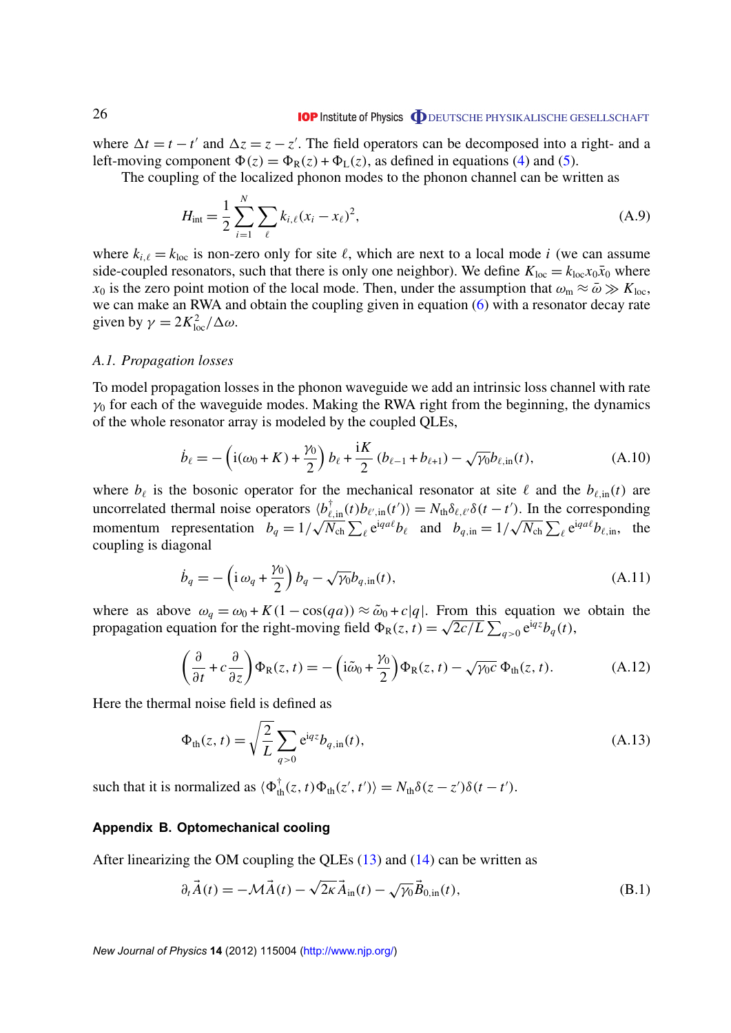where $\Delta t = t - t'$ and $\Delta z = z - z'$. The field operators can be decomposed into a right- and a left-moving component $\Phi(z) = \Phi_{\rm R}(z) + \Phi_{\rm L}(z)$, as defined in equations (4) and (5).

The coupling of the localized phonon modes to the phonon channel can be written as

$$H_{\rm int} = \frac{1}{2}\sum_{i=1}^{N}\sum_{\ell} k_{i,\ell}(x_i - x_\ell)^2, \tag{A.9}$$

where $k_{i,\ell} = k_{\rm loc}$ is non-zero only for site $\ell$, which are next to a local mode $i$ (we can assume side-coupled resonators, such that there is only one neighbor). We define $K_{\rm loc} = k_{\rm loc} x_0 \bar{x}_0$ where $x_0$ is the zero point motion of the local mode. Then, under the assumption that $\omega_{\rm m} \approx \bar{\omega} \gg K_{\rm loc}$, we can make an RWA and obtain the coupling given in equation (6) with a resonator decay rate given by $\gamma = 2K_{\rm loc}^2/\Delta\omega$.

### A.1. Propagation losses

To model propagation losses in the phonon waveguide we add an intrinsic loss channel with rate $\gamma_0$ for each of the waveguide modes. Making the RWA right from the beginning, the dynamics of the whole resonator array is modeled by the coupled QLEs,

$$\dot{b}_\ell = -\left(\mathrm{i}(\omega_0 + K) + \frac{\gamma_0}{2}\right) b_\ell + \frac{\mathrm{i}K}{2}\left(b_{\ell-1} + b_{\ell+1}\right) - \sqrt{\gamma_0}\, b_{\ell,\rm in}(t), \tag{A.10}$$

where $b_\ell$ is the bosonic operator for the mechanical resonator at site $\ell$ and the $b_{\ell,\rm in}(t)$ are uncorrelated thermal noise operators $\langle b^\dagger_{\ell,\rm in}(t) b_{\ell',\rm in}(t')\rangle = N_{\rm th}\delta_{\ell,\ell'}\delta(t-t')$. In the corresponding momentum representation $b_q = 1/\sqrt{N_{\rm ch}}\sum_\ell \mathrm{e}^{\mathrm{i}qa\ell} b_\ell$ and $b_{q,\rm in} = 1/\sqrt{N_{\rm ch}}\sum_\ell \mathrm{e}^{\mathrm{i}qa\ell} b_{\ell,\rm in}$, the coupling is diagonal

$$\dot{b}_q = -\left(\mathrm{i}\,\omega_q + \frac{\gamma_0}{2}\right) b_q - \sqrt{\gamma_0}\, b_{q,\rm in}(t), \tag{A.11}$$

where as above $\omega_q = \omega_0 + K(1 - \cos(qa)) \approx \tilde{\omega}_0 + c|q|$. From this equation we obtain the propagation equation for the right-moving field $\Phi_{\rm R}(z,t) = \sqrt{2c/L}\sum_{q>0}\mathrm{e}^{\mathrm{i}qz} b_q(t)$,

$$\left(\frac{\partial}{\partial t} + c\frac{\partial}{\partial z}\right)\Phi_{\rm R}(z,t) = -\left(\mathrm{i}\tilde{\omega}_0 + \frac{\gamma_0}{2}\right)\Phi_{\rm R}(z,t) - \sqrt{\gamma_0 c}\;\Phi_{\rm th}(z,t). \tag{A.12}$$

Here the thermal noise field is defined as

$$\Phi_{\rm th}(z,t) = \sqrt{\frac{2}{L}}\sum_{q>0}\mathrm{e}^{\mathrm{i}qz} b_{q,\rm in}(t), \tag{A.13}$$

such that it is normalized as $\langle \Phi^\dagger_{\rm th}(z,t)\Phi_{\rm th}(z',t')\rangle = N_{\rm th}\delta(z-z')\delta(t-t')$.

## Appendix B. Optomechanical cooling

After linearizing the OM coupling the QLEs (13) and (14) can be written as

$$\partial_t \vec{A}(t) = -\mathcal{M}\vec{A}(t) - \sqrt{2\kappa}\,\vec{A}_{\rm in}(t) - \sqrt{\gamma_0}\,\vec{B}_{0,\rm in}(t), \tag{B.1}$$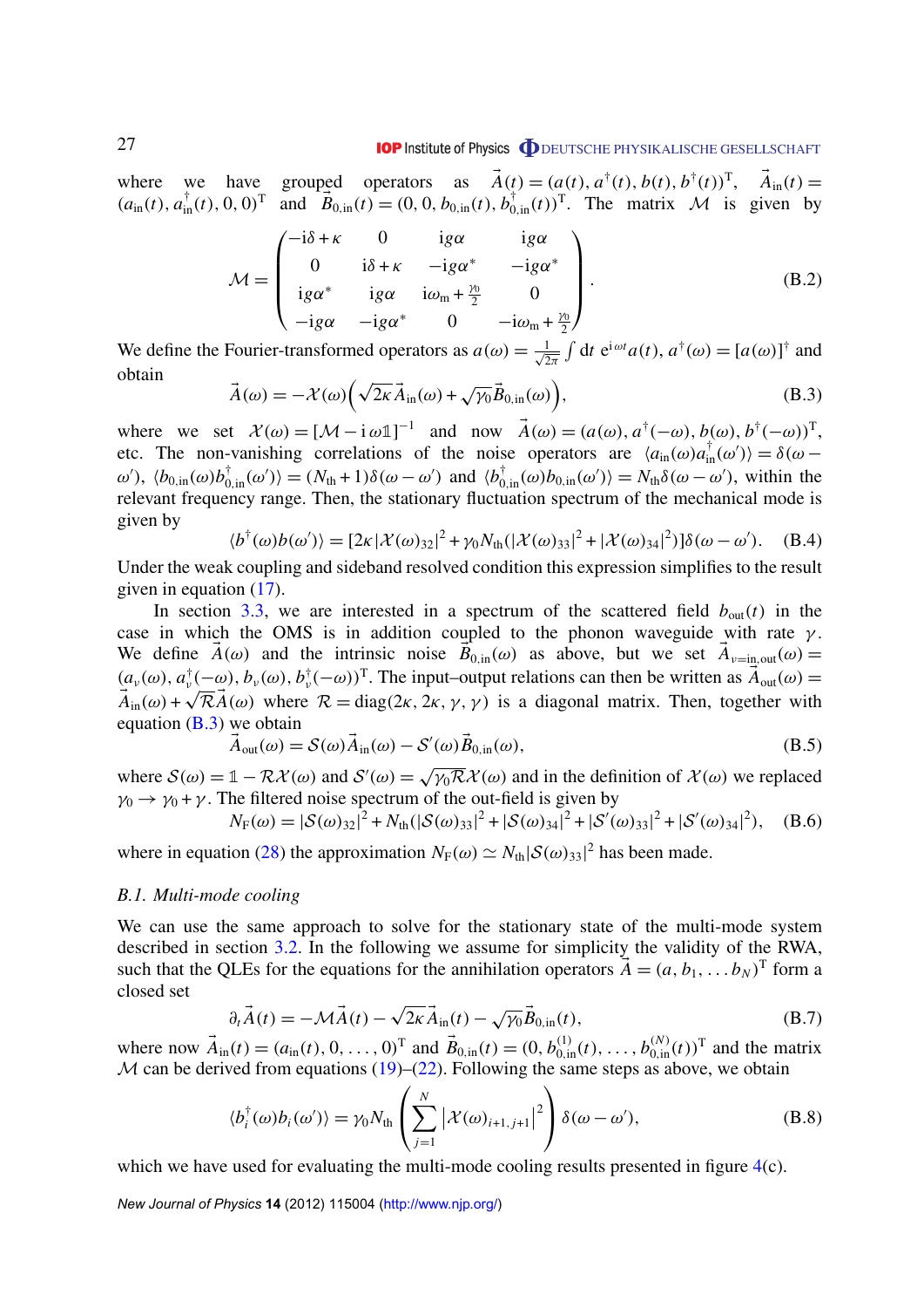where we have grouped operators as $\vec{A}(t) = (a(t), a^\dagger(t), b(t), b^\dagger(t))^{\rm T}$, $\vec{A}_{\rm in}(t) = (a_{\rm in}(t), a^\dagger_{\rm in}(t), 0, 0)^{\rm T}$ and $\vec{B}_{0,\rm in}(t) = (0, 0, b_{0,\rm in}(t), b^\dagger_{0,\rm in}(t))^{\rm T}$. The matrix $\mathcal{M}$ is given by

$$\mathcal{M} = \begin{pmatrix} -{\rm i}\delta + \kappa & 0 & {\rm i}g\alpha & {\rm i}g\alpha \\ 0 & {\rm i}\delta + \kappa & -{\rm i}g\alpha^* & -{\rm i}g\alpha^* \\ {\rm i}g\alpha^* & {\rm i}g\alpha & {\rm i}\omega_{\rm m} + \frac{\gamma_0}{2} & 0 \\ -{\rm i}g\alpha & -{\rm i}g\alpha^* & 0 & -{\rm i}\omega_{\rm m} + \frac{\gamma_0}{2} \end{pmatrix}. \tag{B.2}$$

We define the Fourier-transformed operators as $a(\omega) = \frac{1}{\sqrt{2\pi}} \int {\rm d}t\, {\rm e}^{{\rm i}\omega t} a(t)$, $a^\dagger(\omega) = [a(\omega)]^\dagger$ and obtain

$$\vec{A}(\omega) = -\mathcal{X}(\omega)\Big(\sqrt{2\kappa}\vec{A}_{\rm in}(\omega) + \sqrt{\gamma_0}\vec{B}_{0,\rm in}(\omega)\Big), \tag{B.3}$$

where we set $\mathcal{X}(\omega) = [\mathcal{M} - {\rm i}\omega\mathbb{1}]^{-1}$ and now $\vec{A}(\omega) = (a(\omega), a^\dagger(-\omega), b(\omega), b^\dagger(-\omega))^{\rm T}$, etc. The non-vanishing correlations of the noise operators are $\langle a_{\rm in}(\omega)a^\dagger_{\rm in}(\omega')\rangle = \delta(\omega - \omega')$, $\langle b_{0,\rm in}(\omega)b^\dagger_{0,\rm in}(\omega')\rangle = (N_{\rm th}+1)\delta(\omega - \omega')$ and $\langle b^\dagger_{0,\rm in}(\omega)b_{0,\rm in}(\omega')\rangle = N_{\rm th}\delta(\omega - \omega')$, within the relevant frequency range. Then, the stationary fluctuation spectrum of the mechanical mode is given by

$$\langle b^\dagger(\omega)b(\omega')\rangle = [2\kappa|\mathcal{X}(\omega)_{32}|^2 + \gamma_0 N_{\rm th}(|\mathcal{X}(\omega)_{33}|^2 + |\mathcal{X}(\omega)_{34}|^2)]\delta(\omega - \omega'). \tag{B.4}$$

Under the weak coupling and sideband resolved condition this expression simplifies to the result given in equation (17).

In section 3.3, we are interested in a spectrum of the scattered field $b_{\rm out}(t)$ in the case in which the OMS is in addition coupled to the phonon waveguide with rate $\gamma$. We define $\vec{A}(\omega)$ and the intrinsic noise $\vec{B}_{0,\rm in}(\omega)$ as above, but we set $\vec{A}_{\nu=\rm in,out}(\omega) = (a_\nu(\omega), a^\dagger_\nu(-\omega), b_\nu(\omega), b^\dagger_\nu(-\omega))^{\rm T}$. The input–output relations can then be written as $\vec{A}_{\rm out}(\omega) = \vec{A}_{\rm in}(\omega) + \sqrt{\mathcal{R}}\vec{A}(\omega)$ where $\mathcal{R} = {\rm diag}(2\kappa, 2\kappa, \gamma, \gamma)$ is a diagonal matrix. Then, together with equation (B.3) we obtain

$$\vec{A}_{\rm out}(\omega) = \mathcal{S}(\omega)\vec{A}_{\rm in}(\omega) - \mathcal{S}'(\omega)\vec{B}_{0,\rm in}(\omega), \tag{B.5}$$

where $\mathcal{S}(\omega) = \mathbb{1} - \mathcal{R}\mathcal{X}(\omega)$ and $\mathcal{S}'(\omega) = \sqrt{\gamma_0\mathcal{R}}\mathcal{X}(\omega)$ and in the definition of $\mathcal{X}(\omega)$ we replaced $\gamma_0 \to \gamma_0 + \gamma$. The filtered noise spectrum of the out-field is given by

$$N_{\rm F}(\omega) = |\mathcal{S}(\omega)_{32}|^2 + N_{\rm th}(|\mathcal{S}(\omega)_{33}|^2 + |\mathcal{S}(\omega)_{34}|^2 + |\mathcal{S}'(\omega)_{33}|^2 + |\mathcal{S}'(\omega)_{34}|^2), \tag{B.6}$$

where in equation (28) the approximation $N_{\rm F}(\omega) \simeq N_{\rm th}|\mathcal{S}(\omega)_{33}|^2$ has been made.

### B.1. Multi-mode cooling

We can use the same approach to solve for the stationary state of the multi-mode system described in section 3.2. In the following we assume for simplicity the validity of the RWA, such that the QLEs for the equations for the annihilation operators $\vec{A} = (a, b_1, \ldots b_N)^{\rm T}$ form a closed set

$$\partial_t \vec{A}(t) = -\mathcal{M}\vec{A}(t) - \sqrt{2\kappa}\vec{A}_{\rm in}(t) - \sqrt{\gamma_0}\vec{B}_{0,\rm in}(t), \tag{B.7}$$

where now $\vec{A}_{\rm in}(t) = (a_{\rm in}(t), 0, \ldots, 0)^{\rm T}$ and $\vec{B}_{0,\rm in}(t) = (0, b^{(1)}_{0,\rm in}(t), \ldots, b^{(N)}_{0,\rm in}(t))^{\rm T}$ and the matrix $\mathcal{M}$ can be derived from equations (19)–(22). Following the same steps as above, we obtain

$$\langle b^\dagger_i(\omega)b_i(\omega')\rangle = \gamma_0 N_{\rm th}\left(\sum_{j=1}^{N} \left|\mathcal{X}(\omega)_{i+1,j+1}\right|^2\right)\delta(\omega - \omega'), \tag{B.8}$$

which we have used for evaluating the multi-mode cooling results presented in figure 4(c).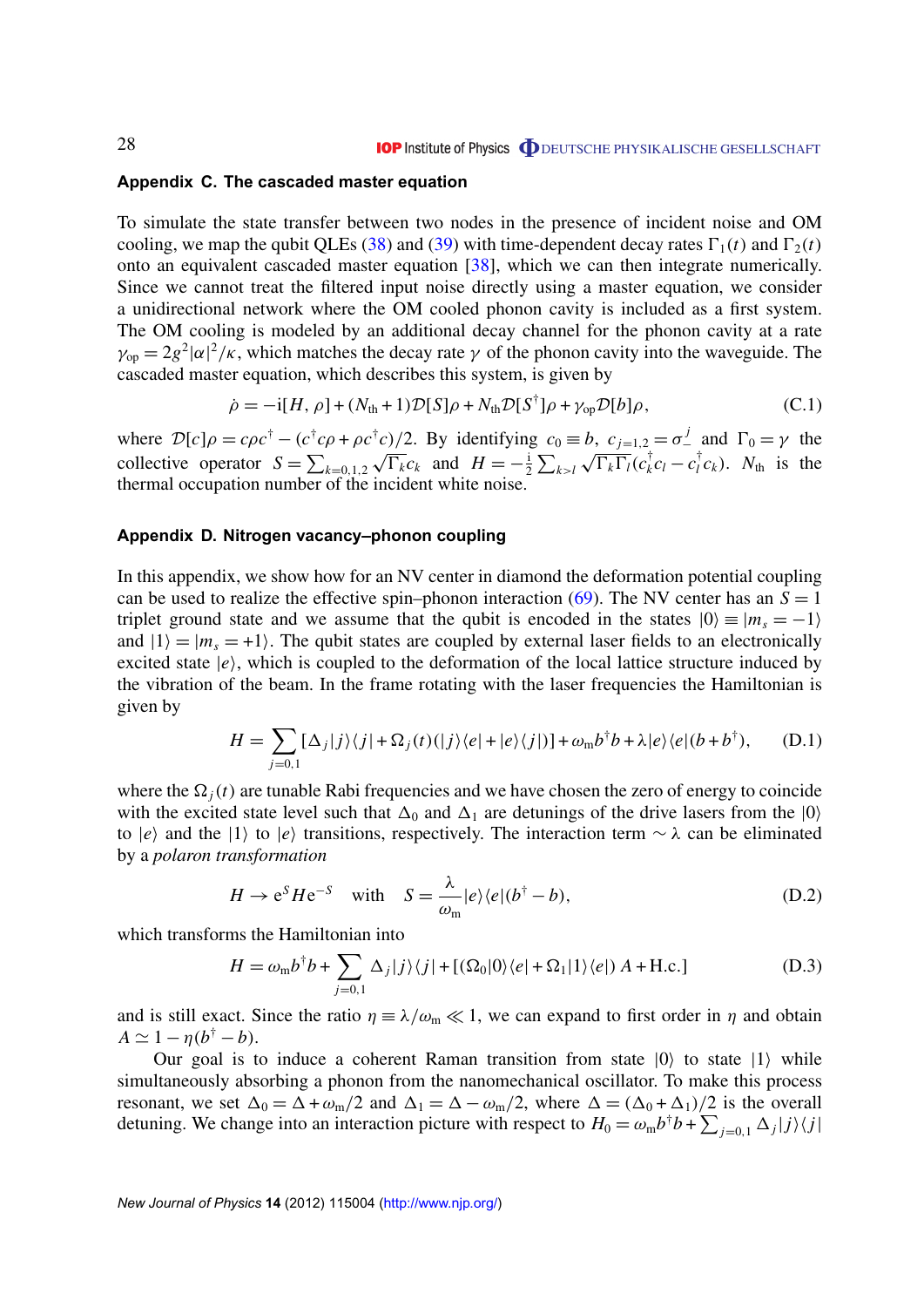## Appendix C. The cascaded master equation

To simulate the state transfer between two nodes in the presence of incident noise and OM cooling, we map the qubit QLEs (38) and (39) with time-dependent decay rates $\Gamma_1(t)$ and $\Gamma_2(t)$ onto an equivalent cascaded master equation [38], which we can then integrate numerically. Since we cannot treat the filtered input noise directly using a master equation, we consider a unidirectional network where the OM cooled phonon cavity is included as a first system. The OM cooling is modeled by an additional decay channel for the phonon cavity at a rate $\gamma_{\rm op} = 2g^2|\alpha|^2/\kappa$, which matches the decay rate $\gamma$ of the phonon cavity into the waveguide. The cascaded master equation, which describes this system, is given by

$$\dot{\rho} = -{\rm i}[H, \rho] + (N_{\rm th} + 1)\mathcal{D}[S]\rho + N_{\rm th}\mathcal{D}[S^\dagger]\rho + \gamma_{\rm op}\mathcal{D}[b]\rho, \tag{C.1}$$

where $\mathcal{D}[c]\rho = c\rho c^\dagger - (c^\dagger c\rho + \rho c^\dagger c)/2$. By identifying $c_0 \equiv b$, $c_{j=1,2} = \sigma_-^j$ and $\Gamma_0 = \gamma$ the collective operator $S = \sum_{k=0,1,2}\sqrt{\Gamma_k}c_k$ and $H = -\frac{\rm i}{2}\sum_{k>l}\sqrt{\Gamma_k\Gamma_l}(c_k^\dagger c_l - c_l^\dagger c_k)$. $N_{\rm th}$ is the thermal occupation number of the incident white noise.

## Appendix D. Nitrogen vacancy–phonon coupling

In this appendix, we show how for an NV center in diamond the deformation potential coupling can be used to realize the effective spin–phonon interaction (69). The NV center has an $S = 1$ triplet ground state and we assume that the qubit is encoded in the states $|0\rangle \equiv |m_s = -1\rangle$ and $|1\rangle = |m_s = +1\rangle$. The qubit states are coupled by external laser fields to an electronically excited state $|e\rangle$, which is coupled to the deformation of the local lattice structure induced by the vibration of the beam. In the frame rotating with the laser frequencies the Hamiltonian is given by

$$H = \sum_{j=0,1}[\Delta_j|j\rangle\langle j| + \Omega_j(t)(|j\rangle\langle e| + |e\rangle\langle j|)] + \omega_{\rm m}b^\dagger b + \lambda|e\rangle\langle e|(b + b^\dagger), \tag{D.1}$$

where the $\Omega_j(t)$ are tunable Rabi frequencies and we have chosen the zero of energy to coincide with the excited state level such that $\Delta_0$ and $\Delta_1$ are detunings of the drive lasers from the $|0\rangle$ to $|e\rangle$ and the $|1\rangle$ to $|e\rangle$ transitions, respectively. The interaction term $\sim \lambda$ can be eliminated by a *polaron transformation*

$$H \rightarrow {\rm e}^S H {\rm e}^{-S} \quad \text{with} \quad S = \frac{\lambda}{\omega_{\rm m}}|e\rangle\langle e|(b^\dagger - b), \tag{D.2}$$

which transforms the Hamiltonian into

$$H = \omega_{\rm m}b^\dagger b + \sum_{j=0,1}\Delta_j|j\rangle\langle j| + [(\Omega_0|0\rangle\langle e| + \Omega_1|1\rangle\langle e|)\,A + {\rm H.c.}] \tag{D.3}$$

and is still exact. Since the ratio $\eta \equiv \lambda/\omega_{\rm m} \ll 1$, we can expand to first order in $\eta$ and obtain $A \simeq 1 - \eta(b^\dagger - b)$.

Our goal is to induce a coherent Raman transition from state $|0\rangle$ to state $|1\rangle$ while simultaneously absorbing a phonon from the nanomechanical oscillator. To make this process resonant, we set $\Delta_0 = \Delta + \omega_{\rm m}/2$ and $\Delta_1 = \Delta - \omega_{\rm m}/2$, where $\Delta = (\Delta_0 + \Delta_1)/2$ is the overall detuning. We change into an interaction picture with respect to $H_0 = \omega_{\rm m}b^\dagger b + \sum_{j=0,1}\Delta_j|j\rangle\langle j|$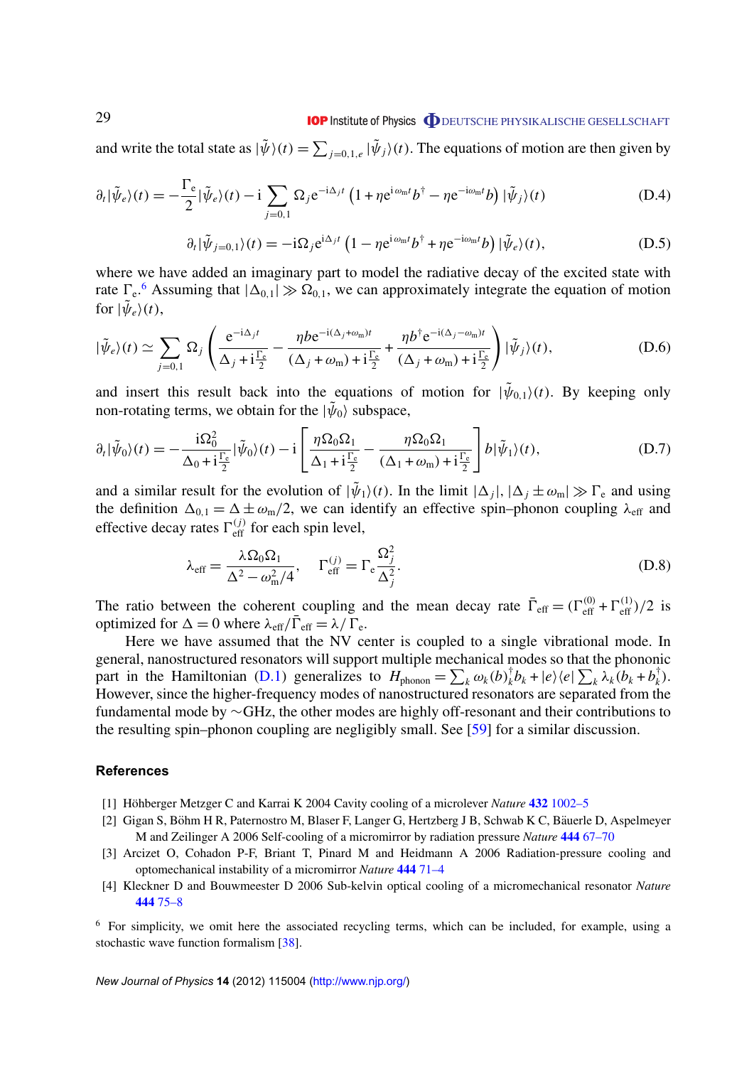and write the total state as $|\tilde{\psi}\rangle(t) = \sum_{j=0,1,e} |\tilde{\psi}_j\rangle(t)$. The equations of motion are then given by

$$\partial_t |\tilde{\psi}_e\rangle(t) = -\frac{\Gamma_e}{2}|\tilde{\psi}_e\rangle(t) - \mathrm{i}\sum_{j=0,1} \Omega_j \mathrm{e}^{-\mathrm{i}\Delta_j t}\left(1 + \eta \mathrm{e}^{\mathrm{i}\omega_m t} b^\dagger - \eta \mathrm{e}^{-\mathrm{i}\omega_m t} b\right)|\tilde{\psi}_j\rangle(t) \tag{D.4}$$

$$\partial_t |\tilde{\psi}_{j=0,1}\rangle(t) = -\mathrm{i}\Omega_j \mathrm{e}^{\mathrm{i}\Delta_j t}\left(1 - \eta \mathrm{e}^{\mathrm{i}\omega_m t} b^\dagger + \eta \mathrm{e}^{-\mathrm{i}\omega_m t} b\right)|\tilde{\psi}_e\rangle(t), \tag{D.5}$$

where we have added an imaginary part to model the radiative decay of the excited state with rate $\Gamma_e$.[6] Assuming that $|\Delta_{0,1}| \gg \Omega_{0,1}$, we can approximately integrate the equation of motion for $|\tilde{\psi}_e\rangle(t)$,

$$|\tilde{\psi}_e\rangle(t) \simeq \sum_{j=0,1} \Omega_j \left( \frac{\mathrm{e}^{-\mathrm{i}\Delta_j t}}{\Delta_j + \mathrm{i}\frac{\Gamma_e}{2}} - \frac{\eta b \mathrm{e}^{-\mathrm{i}(\Delta_j + \omega_m)t}}{(\Delta_j + \omega_m) + \mathrm{i}\frac{\Gamma_e}{2}} + \frac{\eta b^\dagger \mathrm{e}^{-\mathrm{i}(\Delta_j - \omega_m)t}}{(\Delta_j + \omega_m) + \mathrm{i}\frac{\Gamma_e}{2}} \right)|\tilde{\psi}_j\rangle(t), \tag{D.6}$$

and insert this result back into the equations of motion for $|\tilde{\psi}_{0,1}\rangle(t)$. By keeping only non-rotating terms, we obtain for the $|\tilde{\psi}_0\rangle$ subspace,

$$\partial_t |\tilde{\psi}_0\rangle(t) = -\frac{\mathrm{i}\Omega_0^2}{\Delta_0 + \mathrm{i}\frac{\Gamma_e}{2}}|\tilde{\psi}_0\rangle(t) - \mathrm{i}\left[\frac{\eta\Omega_0\Omega_1}{\Delta_1 + \mathrm{i}\frac{\Gamma_e}{2}} - \frac{\eta\Omega_0\Omega_1}{(\Delta_1 + \omega_m) + \mathrm{i}\frac{\Gamma_e}{2}}\right] b|\tilde{\psi}_1\rangle(t), \tag{D.7}$$

and a similar result for the evolution of $|\tilde{\psi}_1\rangle(t)$. In the limit $|\Delta_j|, |\Delta_j \pm \omega_m| \gg \Gamma_e$ and using the definition $\Delta_{0,1} = \Delta \pm \omega_m/2$, we can identify an effective spin–phonon coupling $\lambda_{\text{eff}}$ and effective decay rates $\Gamma_{\text{eff}}^{(j)}$ for each spin level,

$$\lambda_{\text{eff}} = \frac{\lambda\Omega_0\Omega_1}{\Delta^2 - \omega_m^2/4}, \quad \Gamma_{\text{eff}}^{(j)} = \Gamma_e \frac{\Omega_j^2}{\Delta_j^2}. \tag{D.8}$$

The ratio between the coherent coupling and the mean decay rate $\bar{\Gamma}_{\text{eff}} = (\Gamma_{\text{eff}}^{(0)} + \Gamma_{\text{eff}}^{(1)})/2$ is optimized for $\Delta = 0$ where $\lambda_{\text{eff}}/\bar{\Gamma}_{\text{eff}} = \lambda/\Gamma_e$.

Here we have assumed that the NV center is coupled to a single vibrational mode. In general, nanostructured resonators will support multiple mechanical modes so that the phononic part in the Hamiltonian (D.1) generalizes to $H_{\text{phonon}} = \sum_k \omega_k (b)_k^\dagger b_k + |e\rangle\langle e| \sum_k \lambda_k (b_k + b_k^\dagger)$. However, since the higher-frequency modes of nanostructured resonators are separated from the fundamental mode by $\sim$GHz, the other modes are highly off-resonant and their contributions to the resulting spin–phonon coupling are negligibly small. See [59] for a similar discussion.

## References

[1] Höhberger Metzger C and Karrai K 2004 Cavity cooling of a microlever *Nature* **432** 1002–5

[2] Gigan S, Böhm H R, Paternostro M, Blaser F, Langer G, Hertzberg J B, Schwab K C, Bäuerle D, Aspelmeyer M and Zeilinger A 2006 Self-cooling of a micromirror by radiation pressure *Nature* **444** 67–70

[3] Arcizet O, Cohadon P-F, Briant T, Pinard M and Heidmann A 2006 Radiation-pressure cooling and optomechanical instability of a micromirror *Nature* **444** 71–4

[4] Kleckner D and Bouwmeester D 2006 Sub-kelvin optical cooling of a micromechanical resonator *Nature* **444** 75–8

[6] For simplicity, we omit here the associated recycling terms, which can be included, for example, using a stochastic wave function formalism [38].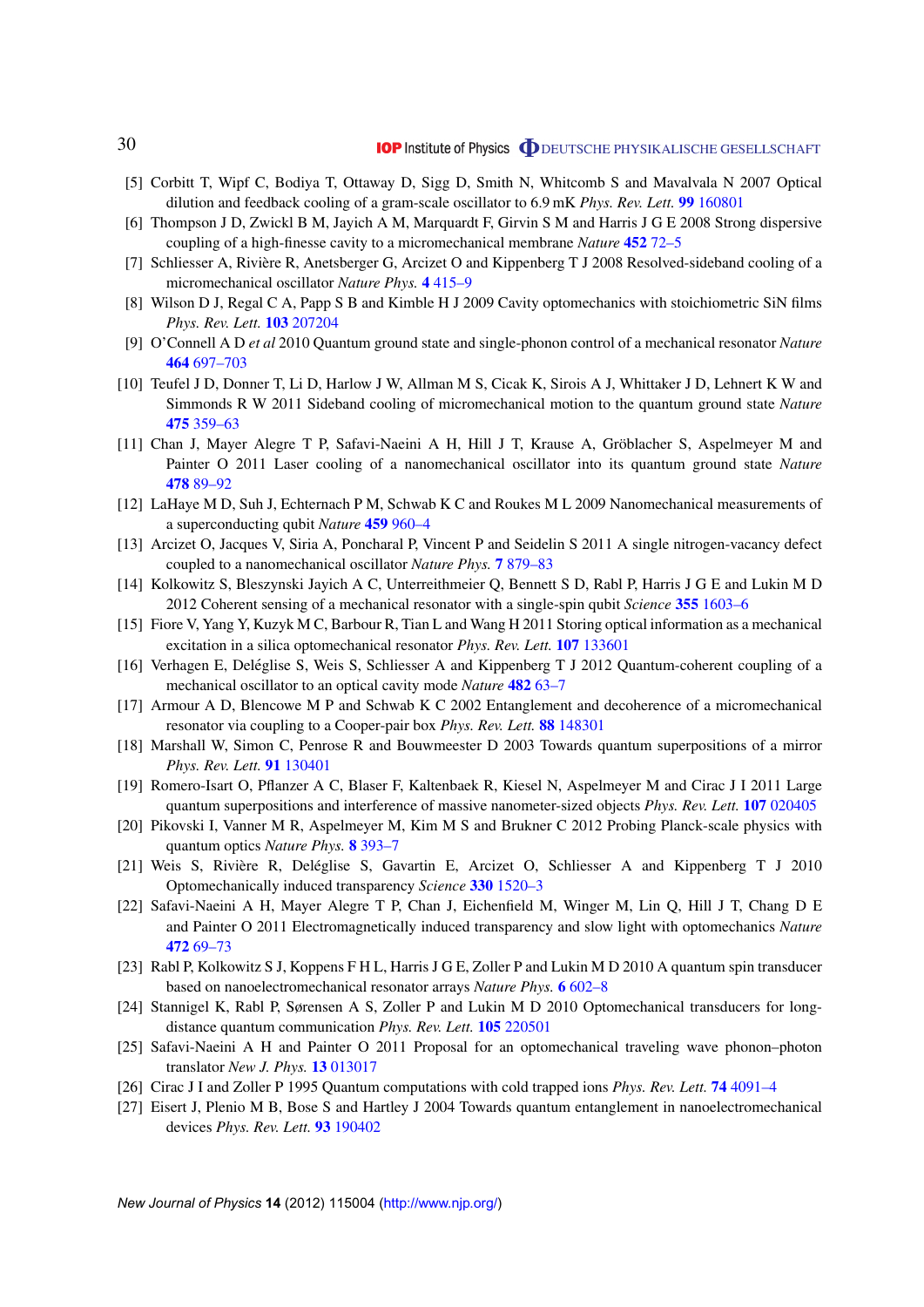[5] Corbitt T, Wipf C, Bodiya T, Ottaway D, Sigg D, Smith N, Whitcomb S and Mavalvala N 2007 Optical dilution and feedback cooling of a gram-scale oscillator to 6.9 mK *Phys. Rev. Lett.* **99** 160801

[6] Thompson J D, Zwickl B M, Jayich A M, Marquardt F, Girvin S M and Harris J G E 2008 Strong dispersive coupling of a high-finesse cavity to a micromechanical membrane *Nature* **452** 72–5

[7] Schliesser A, Rivière R, Anetsberger G, Arcizet O and Kippenberg T J 2008 Resolved-sideband cooling of a micromechanical oscillator *Nature Phys.* **4** 415–9

[8] Wilson D J, Regal C A, Papp S B and Kimble H J 2009 Cavity optomechanics with stoichiometric SiN films *Phys. Rev. Lett.* **103** 207204

[9] O'Connell A D *et al* 2010 Quantum ground state and single-phonon control of a mechanical resonator *Nature* **464** 697–703

[10] Teufel J D, Donner T, Li D, Harlow J W, Allman M S, Cicak K, Sirois A J, Whittaker J D, Lehnert K W and Simmonds R W 2011 Sideband cooling of micromechanical motion to the quantum ground state *Nature* **475** 359–63

[11] Chan J, Mayer Alegre T P, Safavi-Naeini A H, Hill J T, Krause A, Gröblacher S, Aspelmeyer M and Painter O 2011 Laser cooling of a nanomechanical oscillator into its quantum ground state *Nature* **478** 89–92

[12] LaHaye M D, Suh J, Echternach P M, Schwab K C and Roukes M L 2009 Nanomechanical measurements of a superconducting qubit *Nature* **459** 960–4

[13] Arcizet O, Jacques V, Siria A, Poncharal P, Vincent P and Seidelin S 2011 A single nitrogen-vacancy defect coupled to a nanomechanical oscillator *Nature Phys.* **7** 879–83

[14] Kolkowitz S, Bleszynski Jayich A C, Unterreithmeier Q, Bennett S D, Rabl P, Harris J G E and Lukin M D 2012 Coherent sensing of a mechanical resonator with a single-spin qubit *Science* **355** 1603–6

[15] Fiore V, Yang Y, Kuzyk M C, Barbour R, Tian L and Wang H 2011 Storing optical information as a mechanical excitation in a silica optomechanical resonator *Phys. Rev. Lett.* **107** 133601

[16] Verhagen E, Deléglise S, Weis S, Schliesser A and Kippenberg T J 2012 Quantum-coherent coupling of a mechanical oscillator to an optical cavity mode *Nature* **482** 63–7

[17] Armour A D, Blencowe M P and Schwab K C 2002 Entanglement and decoherence of a micromechanical resonator via coupling to a Cooper-pair box *Phys. Rev. Lett.* **88** 148301

[18] Marshall W, Simon C, Penrose R and Bouwmeester D 2003 Towards quantum superpositions of a mirror *Phys. Rev. Lett.* **91** 130401

[19] Romero-Isart O, Pflanzer A C, Blaser F, Kaltenbaek R, Kiesel N, Aspelmeyer M and Cirac J I 2011 Large quantum superpositions and interference of massive nanometer-sized objects *Phys. Rev. Lett.* **107** 020405

[20] Pikovski I, Vanner M R, Aspelmeyer M, Kim M S and Brukner C 2012 Probing Planck-scale physics with quantum optics *Nature Phys.* **8** 393–7

[21] Weis S, Rivière R, Deléglise S, Gavartin E, Arcizet O, Schliesser A and Kippenberg T J 2010 Optomechanically induced transparency *Science* **330** 1520–3

[22] Safavi-Naeini A H, Mayer Alegre T P, Chan J, Eichenfield M, Winger M, Lin Q, Hill J T, Chang D E and Painter O 2011 Electromagnetically induced transparency and slow light with optomechanics *Nature* **472** 69–73

[23] Rabl P, Kolkowitz S J, Koppens F H L, Harris J G E, Zoller P and Lukin M D 2010 A quantum spin transducer based on nanoelectromechanical resonator arrays *Nature Phys.* **6** 602–8

[24] Stannigel K, Rabl P, Sørensen A S, Zoller P and Lukin M D 2010 Optomechanical transducers for long-distance quantum communication *Phys. Rev. Lett.* **105** 220501

[25] Safavi-Naeini A H and Painter O 2011 Proposal for an optomechanical traveling wave phonon–photon translator *New J. Phys.* **13** 013017

[26] Cirac J I and Zoller P 1995 Quantum computations with cold trapped ions *Phys. Rev. Lett.* **74** 4091–4

[27] Eisert J, Plenio M B, Bose S and Hartley J 2004 Towards quantum entanglement in nanoelectromechanical devices *Phys. Rev. Lett.* **93** 190402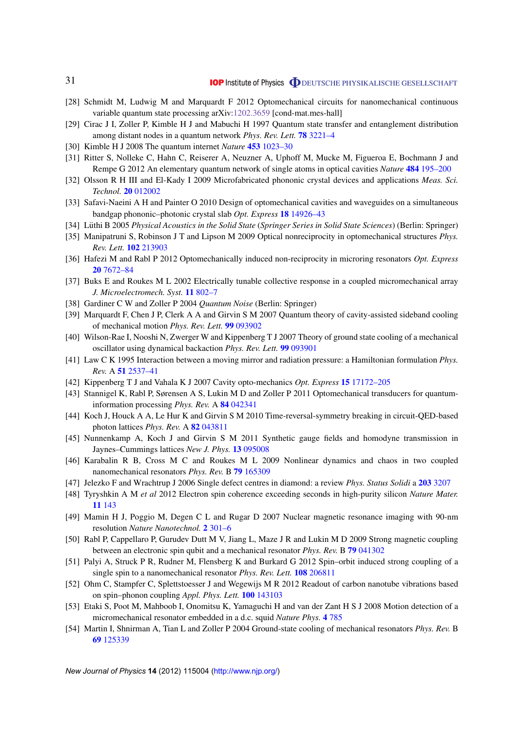[28] Schmidt M, Ludwig M and Marquardt F 2012 Optomechanical circuits for nanomechanical continuous variable quantum state processing arXiv:1202.3659 [cond-mat.mes-hall]

[29] Cirac J I, Zoller P, Kimble H J and Mabuchi H 1997 Quantum state transfer and entanglement distribution among distant nodes in a quantum network *Phys. Rev. Lett.* **78** 3221–4

[30] Kimble H J 2008 The quantum internet *Nature* **453** 1023–30

[31] Ritter S, Nolleke C, Hahn C, Reiserer A, Neuzner A, Uphoff M, Mucke M, Figueroa E, Bochmann J and Rempe G 2012 An elementary quantum network of single atoms in optical cavities *Nature* **484** 195–200

[32] Olsson R H III and El-Kady I 2009 Microfabricated phononic crystal devices and applications *Meas. Sci. Technol.* **20** 012002

[33] Safavi-Naeini A H and Painter O 2010 Design of optomechanical cavities and waveguides on a simultaneous bandgap phononic–photonic crystal slab *Opt. Express* **18** 14926–43

[34] Lüthi B 2005 *Physical Acoustics in the Solid State* (*Springer Series in Solid State Sciences*) (Berlin: Springer)

[35] Manipatruni S, Robinson J T and Lipson M 2009 Optical nonreciprocity in optomechanical structures *Phys. Rev. Lett.* **102** 213903

[36] Hafezi M and Rabl P 2012 Optomechanically induced non-reciprocity in microring resonators *Opt. Express* **20** 7672–84

[37] Buks E and Roukes M L 2002 Electrically tunable collective response in a coupled micromechanical array *J. Microelectromech. Syst.* **11** 802–7

[38] Gardiner C W and Zoller P 2004 *Quantum Noise* (Berlin: Springer)

[39] Marquardt F, Chen J P, Clerk A A and Girvin S M 2007 Quantum theory of cavity-assisted sideband cooling of mechanical motion *Phys. Rev. Lett.* **99** 093902

[40] Wilson-Rae I, Nooshi N, Zwerger W and Kippenberg T J 2007 Theory of ground state cooling of a mechanical oscillator using dynamical backaction *Phys. Rev. Lett.* **99** 093901

[41] Law C K 1995 Interaction between a moving mirror and radiation pressure: a Hamiltonian formulation *Phys. Rev.* A **51** 2537–41

[42] Kippenberg T J and Vahala K J 2007 Cavity opto-mechanics *Opt. Express* **15** 17172–205

[43] Stannigel K, Rabl P, Sørensen A S, Lukin M D and Zoller P 2011 Optomechanical transducers for quantum-information processing *Phys. Rev.* A **84** 042341

[44] Koch J, Houck A A, Le Hur K and Girvin S M 2010 Time-reversal-symmetry breaking in circuit-QED-based photon lattices *Phys. Rev.* A **82** 043811

[45] Nunnenkamp A, Koch J and Girvin S M 2011 Synthetic gauge fields and homodyne transmission in Jaynes–Cummings lattices *New J. Phys.* **13** 095008

[46] Karabalin R B, Cross M C and Roukes M L 2009 Nonlinear dynamics and chaos in two coupled nanomechanical resonators *Phys. Rev.* B **79** 165309

[47] Jelezko F and Wrachtrup J 2006 Single defect centres in diamond: a review *Phys. Status Solidi* a **203** 3207

[48] Tyryshkin A M *et al* 2012 Electron spin coherence exceeding seconds in high-purity silicon *Nature Mater.* **11** 143

[49] Mamin H J, Poggio M, Degen C L and Rugar D 2007 Nuclear magnetic resonance imaging with 90-nm resolution *Nature Nanotechnol.* **2** 301–6

[50] Rabl P, Cappellaro P, Gurudev Dutt M V, Jiang L, Maze J R and Lukin M D 2009 Strong magnetic coupling between an electronic spin qubit and a mechanical resonator *Phys. Rev.* B **79** 041302

[51] Palyi A, Struck P R, Rudner M, Flensberg K and Burkard G 2012 Spin–orbit induced strong coupling of a single spin to a nanomechanical resonator *Phys. Rev. Lett.* **108** 206811

[52] Ohm C, Stampfer C, Splettstoesser J and Wegewijs M R 2012 Readout of carbon nanotube vibrations based on spin–phonon coupling *Appl. Phys. Lett.* **100** 143103

[53] Etaki S, Poot M, Mahboob I, Onomitsu K, Yamaguchi H and van der Zant H S J 2008 Motion detection of a micromechanical resonator embedded in a d.c. squid *Nature Phys.* **4** 785

[54] Martin I, Shnirman A, Tian L and Zoller P 2004 Ground-state cooling of mechanical resonators *Phys. Rev.* B **69** 125339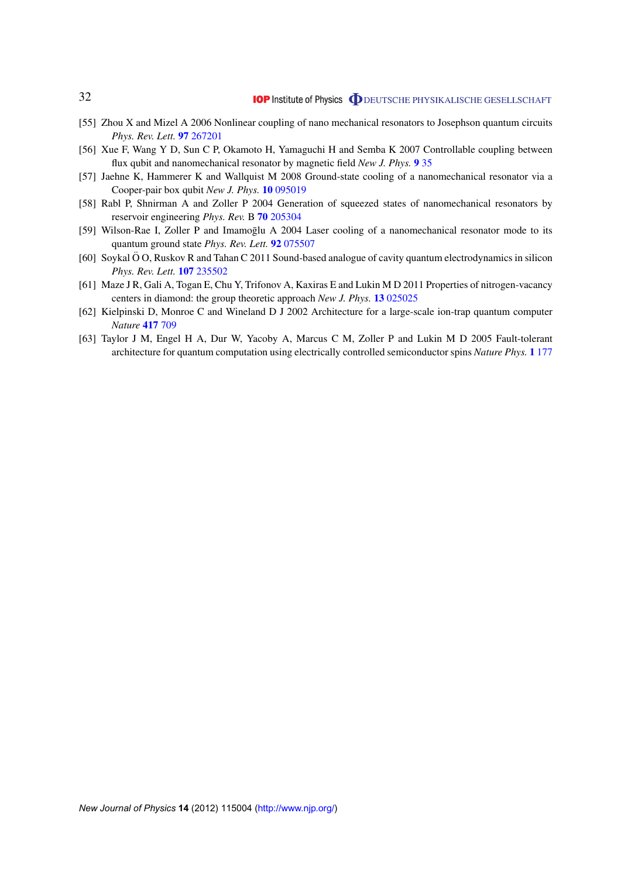[55] Zhou X and Mizel A 2006 Nonlinear coupling of nano mechanical resonators to Josephson quantum circuits *Phys. Rev. Lett.* **97** 267201

[56] Xue F, Wang Y D, Sun C P, Okamoto H, Yamaguchi H and Semba K 2007 Controllable coupling between flux qubit and nanomechanical resonator by magnetic field *New J. Phys.* **9** 35

[57] Jaehne K, Hammerer K and Wallquist M 2008 Ground-state cooling of a nanomechanical resonator via a Cooper-pair box qubit *New J. Phys.* **10** 095019

[58] Rabl P, Shnirman A and Zoller P 2004 Generation of squeezed states of nanomechanical resonators by reservoir engineering *Phys. Rev.* B **70** 205304

[59] Wilson-Rae I, Zoller P and Imamoḡlu A 2004 Laser cooling of a nanomechanical resonator mode to its quantum ground state *Phys. Rev. Lett.* **92** 075507

[60] Soykal Ö O, Ruskov R and Tahan C 2011 Sound-based analogue of cavity quantum electrodynamics in silicon *Phys. Rev. Lett.* **107** 235502

[61] Maze J R, Gali A, Togan E, Chu Y, Trifonov A, Kaxiras E and Lukin M D 2011 Properties of nitrogen-vacancy centers in diamond: the group theoretic approach *New J. Phys.* **13** 025025

[62] Kielpinski D, Monroe C and Wineland D J 2002 Architecture for a large-scale ion-trap quantum computer *Nature* **417** 709

[63] Taylor J M, Engel H A, Dur W, Yacoby A, Marcus C M, Zoller P and Lukin M D 2005 Fault-tolerant architecture for quantum computation using electrically controlled semiconductor spins *Nature Phys.* **1** 177